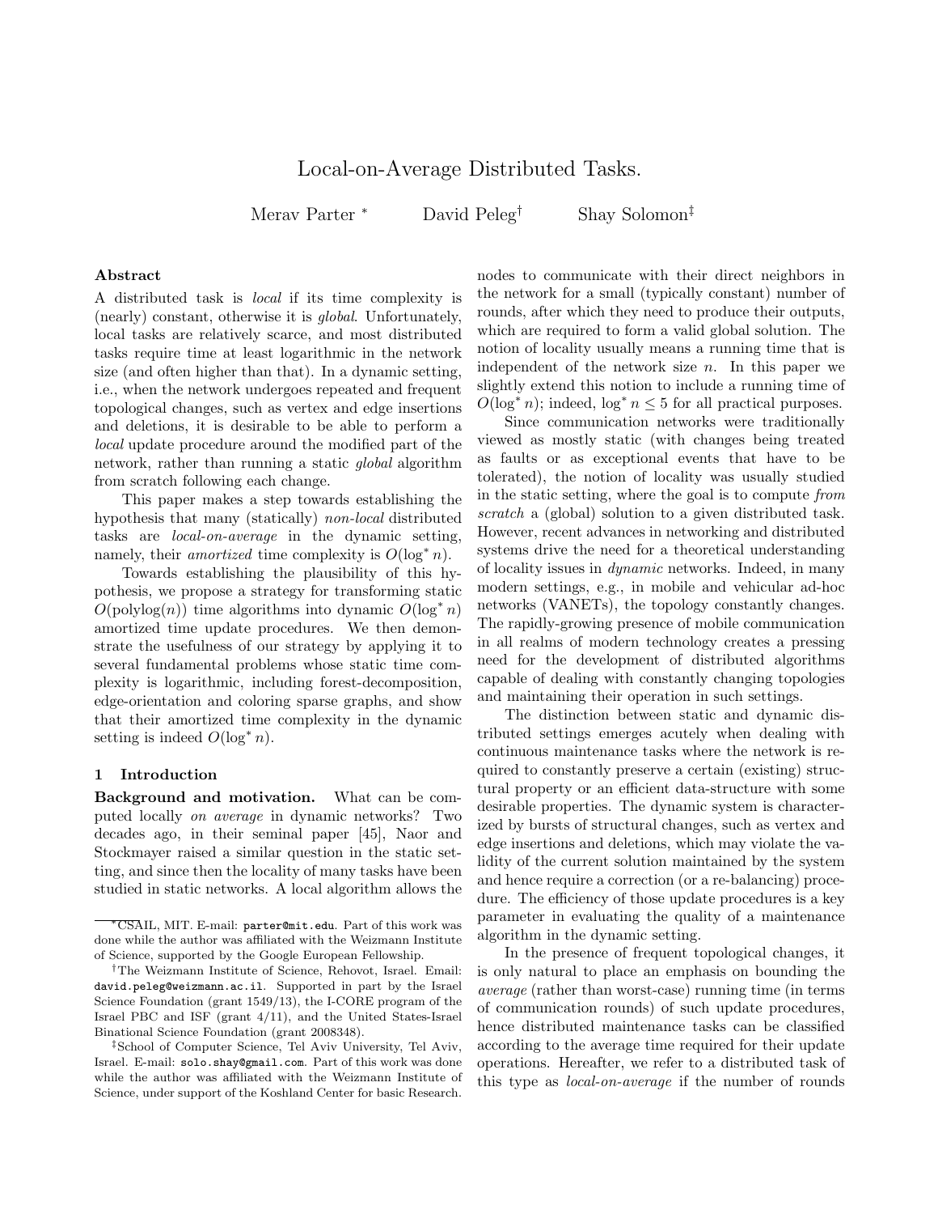# Local-on-Average Distributed Tasks.

Merav Parter [*] David Peleg [†] Shay Solomon [‡]

## Abstract

A distributed task is *local* if its time complexity is (nearly) constant, otherwise it is *global*. Unfortunately, local tasks are relatively scarce, and most distributed tasks require time at least logarithmic in the network size (and often higher than that). In a dynamic setting, i.e., when the network undergoes repeated and frequent topological changes, such as vertex and edge insertions and deletions, it is desirable to be able to perform a *local* update procedure around the modified part of the network, rather than running a static *global* algorithm from scratch following each change.

This paper makes a step towards establishing the hypothesis that many (statically) *non-local* distributed tasks are *local-on-average* in the dynamic setting, namely, their *amortized* time complexity is $O(\log^* n)$.

Towards establishing the plausibility of this hypothesis, we propose a strategy for transforming static $O(\text{polylog}(n))$ time algorithms into dynamic $O(\log^* n)$ amortized time update procedures. We then demonstrate the usefulness of our strategy by applying it to several fundamental problems whose static time complexity is logarithmic, including forest-decomposition, edge-orientation and coloring sparse graphs, and show that their amortized time complexity in the dynamic setting is indeed $O(\log^* n)$.

## 1 Introduction

**Background and motivation.** What can be computed locally *on average* in dynamic networks? Two decades ago, in their seminal paper [45], Naor and Stockmayer raised a similar question in the static setting, and since then the locality of many tasks have been studied in static networks. A local algorithm allows the nodes to communicate with their direct neighbors in the network for a small (typically constant) number of rounds, after which they need to produce their outputs, which are required to form a valid global solution. The notion of locality usually means a running time that is independent of the network size $n$. In this paper we slightly extend this notion to include a running time of $O(\log^* n)$; indeed, $\log^* n \leq 5$ for all practical purposes.

Since communication networks were traditionally viewed as mostly static (with changes being treated as faults or as exceptional events that have to be tolerated), the notion of locality was usually studied in the static setting, where the goal is to compute *from scratch* a (global) solution to a given distributed task. However, recent advances in networking and distributed systems drive the need for a theoretical understanding of locality issues in *dynamic* networks. Indeed, in many modern settings, e.g., in mobile and vehicular ad-hoc networks (VANETs), the topology constantly changes. The rapidly-growing presence of mobile communication in all realms of modern technology creates a pressing need for the development of distributed algorithms capable of dealing with constantly changing topologies and maintaining their operation in such settings.

The distinction between static and dynamic distributed settings emerges acutely when dealing with continuous maintenance tasks where the network is required to constantly preserve a certain (existing) structural property or an efficient data-structure with some desirable properties. The dynamic system is characterized by bursts of structural changes, such as vertex and edge insertions and deletions, which may violate the validity of the current solution maintained by the system and hence require a correction (or a re-balancing) procedure. The efficiency of those update procedures is a key parameter in evaluating the quality of a maintenance algorithm in the dynamic setting.

In the presence of frequent topological changes, it is only natural to place an emphasis on bounding the *average* (rather than worst-case) running time (in terms of communication rounds) of such update procedures, hence distributed maintenance tasks can be classified according to the average time required for their update operations. Hereafter, we refer to a distributed task of this type as *local-on-average* if the number of rounds

---

[*] CSAIL, MIT. E-mail: parter@mit.edu. Part of this work was done while the author was affiliated with the Weizmann Institute of Science, supported by the Google European Fellowship.

[†] The Weizmann Institute of Science, Rehovot, Israel. Email: david.peleg@weizmann.ac.il. Supported in part by the Israel Science Foundation (grant 1549/13), the I-CORE program of the Israel PBC and ISF (grant 4/11), and the United States-Israel Binational Science Foundation (grant 2008348).

[‡] School of Computer Science, Tel Aviv University, Tel Aviv, Israel. E-mail: solo.shay@gmail.com. Part of this work was done while the author was affiliated with the Weizmann Institute of Science, under support of the Koshland Center for basic Research.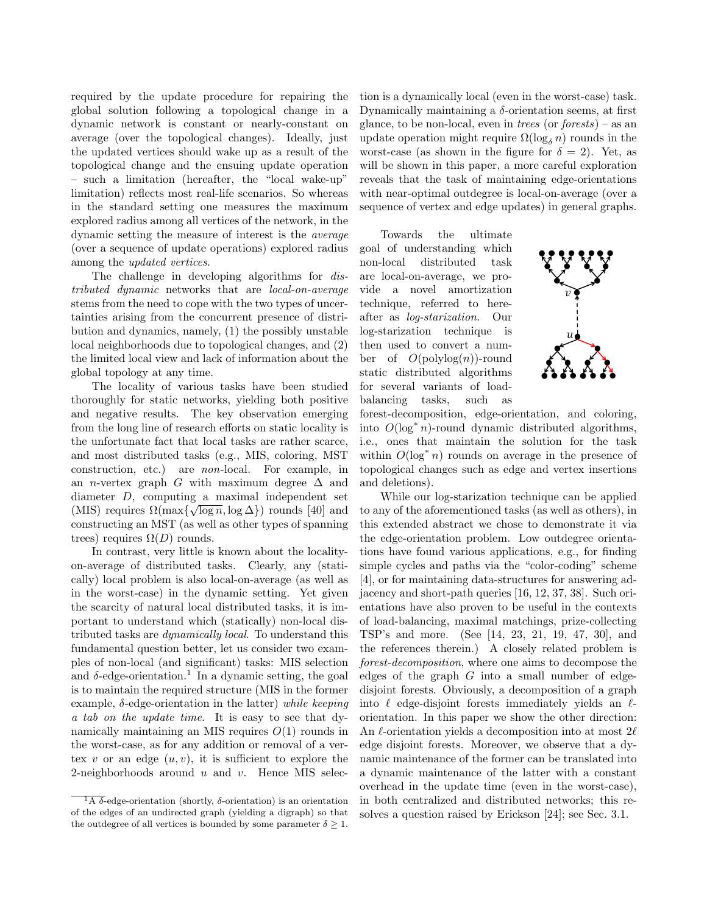required by the update procedure for repairing the global solution following a topological change in a dynamic network is constant or nearly-constant on average (over the topological changes). Ideally, just the updated vertices should wake up as a result of the topological change and the ensuing update operation – such a limitation (hereafter, the "local wake-up" limitation) reflects most real-life scenarios. So whereas in the standard setting one measures the maximum explored radius among all vertices of the network, in the dynamic setting the measure of interest is the *average* (over a sequence of update operations) explored radius among the *updated vertices*.

The challenge in developing algorithms for *distributed dynamic* networks that are *local-on-average* stems from the need to cope with the two types of uncertainties arising from the concurrent presence of distribution and dynamics, namely, (1) the possibly unstable local neighborhoods due to topological changes, and (2) the limited local view and lack of information about the global topology at any time.

The locality of various tasks have been studied thoroughly for static networks, yielding both positive and negative results. The key observation emerging from the long line of research efforts on static locality is the unfortunate fact that local tasks are rather scarce, and most distributed tasks (e.g., MIS, coloring, MST construction, etc.) are *non*-local. For example, in an $n$-vertex graph $G$ with maximum degree $\Delta$ and diameter $D$, computing a maximal independent set (MIS) requires $\Omega(\max\{\sqrt{\log n}, \log \Delta\})$ rounds [40] and constructing an MST (as well as other types of spanning trees) requires $\Omega(D)$ rounds.

In contrast, very little is known about the locality-on-average of distributed tasks. Clearly, any (statically) local problem is also local-on-average (as well as in the worst-case) in the dynamic setting. Yet given the scarcity of natural local distributed tasks, it is important to understand which (statically) non-local distributed tasks are *dynamically local*. To understand this fundamental question better, let us consider two examples of non-local (and significant) tasks: MIS selection and $\delta$-edge-orientation.[1] In a dynamic setting, the goal is to maintain the required structure (MIS in the former example, $\delta$-edge-orientation in the latter) *while keeping a tab on the update time*. It is easy to see that dynamically maintaining an MIS requires $O(1)$ rounds in the worst-case, as for any addition or removal of a vertex $v$ or an edge $(u, v)$, it is sufficient to explore the 2-neighborhoods around $u$ and $v$. Hence MIS selection is a dynamically local (even in the worst-case) task. Dynamically maintaining a $\delta$-orientation seems, at first glance, to be non-local, even in *trees* (or *forests*) – as an update operation might require $\Omega(\log_\delta n)$ rounds in the worst-case (as shown in the figure for $\delta = 2$). Yet, as will be shown in this paper, a more careful exploration reveals that the task of maintaining edge-orientations with near-optimal outdegree is local-on-average (over a sequence of vertex and edge updates) in general graphs.

Towards the ultimate goal of understanding which non-local distributed task are local-on-average, we provide a novel amortization technique, referred to hereafter as *log-starization*. Our log-starization technique is then used to convert a number of $O(\text{polylog}(n))$-round static distributed algorithms for several variants of load-balancing tasks, such as forest-decomposition, edge-orientation, and coloring, into $O(\log^* n)$-round dynamic distributed algorithms, i.e., ones that maintain the solution for the task within $O(\log^* n)$ rounds on average in the presence of topological changes such as edge and vertex insertions and deletions).

While our log-starization technique can be applied to any of the aforementioned tasks (as well as others), in this extended abstract we chose to demonstrate it via the edge-orientation problem. Low outdegree orientations have found various applications, e.g., for finding simple cycles and paths via the "color-coding" scheme [4], or for maintaining data-structures for answering adjacency and short-path queries [16, 12, 37, 38]. Such orientations have also proven to be useful in the contexts of load-balancing, maximal matchings, prize-collecting TSP's and more. (See [14, 23, 21, 19, 47, 30], and the references therein.) A closely related problem is *forest-decomposition*, where one aims to decompose the edges of the graph $G$ into a small number of edge-disjoint forests. Obviously, a decomposition of a graph into $\ell$ edge-disjoint forests immediately yields an $\ell$-orientation. In this paper we show the other direction: An $\ell$-orientation yields a decomposition into at most $2\ell$ edge disjoint forests. Moreover, we observe that a dynamic maintenance of the former can be translated into a dynamic maintenance of the latter with a constant overhead in the update time (even in the worst-case), in both centralized and distributed networks; this resolves a question raised by Erickson [24]; see Sec. 3.1.

[1] A $\delta$-edge-orientation (shortly, $\delta$-orientation) is an orientation of the edges of an undirected graph (yielding a digraph) so that the outdegree of all vertices is bounded by some parameter $\delta \geq 1$.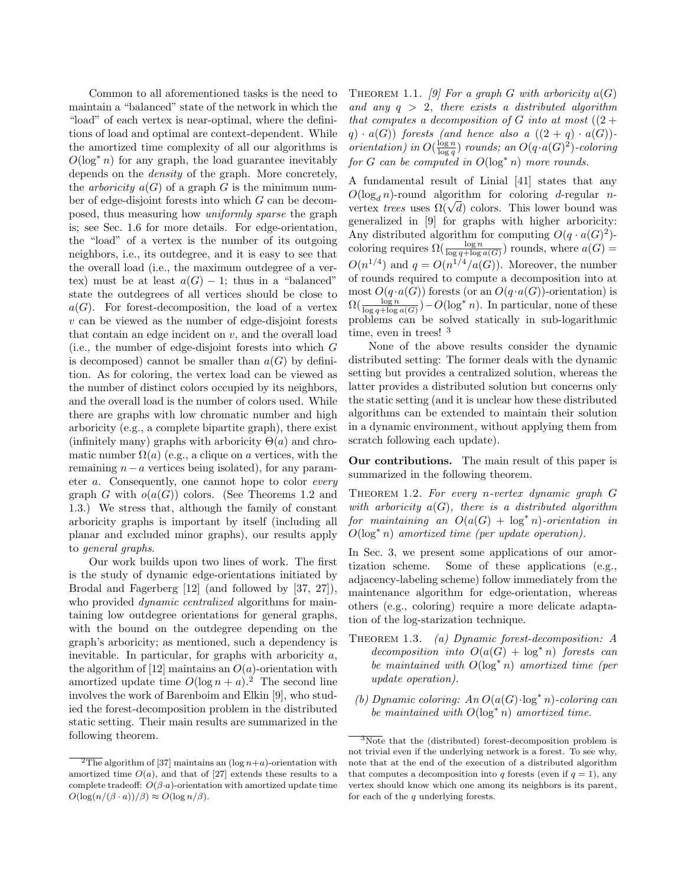Common to all aforementioned tasks is the need to maintain a "balanced" state of the network in which the "load" of each vertex is near-optimal, where the definitions of load and optimal are context-dependent. While the amortized time complexity of all our algorithms is $O(\log^* n)$ for any graph, the load guarantee inevitably depends on the *density* of the graph. More concretely, the *arboricity* $a(G)$ of a graph $G$ is the minimum number of edge-disjoint forests into which $G$ can be decomposed, thus measuring how *uniformly sparse* the graph is; see Sec. 1.6 for more details. For edge-orientation, the "load" of a vertex is the number of its outgoing neighbors, i.e., its outdegree, and it is easy to see that the overall load (i.e., the maximum outdegree of a vertex) must be at least $a(G) - 1$; thus in a "balanced" state the outdegrees of all vertices should be close to $a(G)$. For forest-decomposition, the load of a vertex $v$ can be viewed as the number of edge-disjoint forests that contain an edge incident on $v$, and the overall load (i.e., the number of edge-disjoint forests into which $G$ is decomposed) cannot be smaller than $a(G)$ by definition. As for coloring, the vertex load can be viewed as the number of distinct colors occupied by its neighbors, and the overall load is the number of colors used. While there are graphs with low chromatic number and high arboricity (e.g., a complete bipartite graph), there exist (infinitely many) graphs with arboricity $\Theta(a)$ and chromatic number $\Omega(a)$ (e.g., a clique on $a$ vertices, with the remaining $n-a$ vertices being isolated), for any parameter $a$. Consequently, one cannot hope to color *every* graph $G$ with $o(a(G))$ colors. (See Theorems 1.2 and 1.3.) We stress that, although the family of constant arboricity graphs is important by itself (including all planar and excluded minor graphs), our results apply to *general graphs*.

Our work builds upon two lines of work. The first is the study of dynamic edge-orientations initiated by Brodal and Fagerberg [12] (and followed by [37, 27]), who provided *dynamic centralized* algorithms for maintaining low outdegree orientations for general graphs, with the bound on the outdegree depending on the graph's arboricity; as mentioned, such a dependency is inevitable. In particular, for graphs with arboricity $a$, the algorithm of [12] maintains an $O(a)$-orientation with amortized update time $O(\log n + a)$.[2] The second line involves the work of Barenboim and Elkin [9], who studied the forest-decomposition problem in the distributed static setting. Their main results are summarized in the following theorem.

THEOREM 1.1. *[9] For a graph $G$ with arboricity $a(G)$ and any $q > 2$, there exists a distributed algorithm that computes a decomposition of $G$ into at most $((2+q) \cdot a(G))$ forests (and hence also a $((2+q) \cdot a(G))$-orientation) in $O(\frac{\log n}{\log q})$ rounds; an $O(q \cdot a(G)^2)$-coloring for $G$ can be computed in $O(\log^* n)$ more rounds.*

A fundamental result of Linial [41] states that any $O(\log_d n)$-round algorithm for coloring $d$-regular $n$-vertex *trees* uses $\Omega(\sqrt{d})$ colors. This lower bound was generalized in [9] for graphs with higher arboricity: Any distributed algorithm for computing $O(q \cdot a(G)^2)$-coloring requires $\Omega(\frac{\log n}{\log q + \log a(G)})$ rounds, where $a(G) = O(n^{1/4})$ and $q = O(n^{1/4}/a(G))$. Moreover, the number of rounds required to compute a decomposition into at most $O(q \cdot a(G))$ forests (or an $O(q \cdot a(G))$-orientation) is $\Omega(\frac{\log n}{\log q + \log a(G)}) - O(\log^* n)$. In particular, none of these problems can be solved statically in sub-logarithmic time, even in trees! [3]

None of the above results consider the dynamic distributed setting: The former deals with the dynamic setting but provides a centralized solution, whereas the latter provides a distributed solution but concerns only the static setting (and it is unclear how these distributed algorithms can be extended to maintain their solution in a dynamic environment, without applying them from scratch following each update).

**Our contributions.** The main result of this paper is summarized in the following theorem.

THEOREM 1.2. *For every $n$-vertex dynamic graph $G$ with arboricity $a(G)$, there is a distributed algorithm for maintaining an $O(a(G) + \log^* n)$-orientation in $O(\log^* n)$ amortized time (per update operation).*

In Sec. 3, we present some applications of our amortization scheme. Some of these applications (e.g., adjacency-labeling scheme) follow immediately from the maintenance algorithm for edge-orientation, whereas others (e.g., coloring) require a more delicate adaptation of the log-starization technique.

THEOREM 1.3. *(a) Dynamic forest-decomposition: A decomposition into $O(a(G) + \log^* n)$ forests can be maintained with $O(\log^* n)$ amortized time (per update operation).*

*(b) Dynamic coloring: An $O(a(G) \cdot \log^* n)$-coloring can be maintained with $O(\log^* n)$ amortized time.*

[2] The algorithm of [37] maintains an $(\log n + a)$-orientation with amortized time $O(a)$, and that of [27] extends these results to a complete tradeoff: $O(\beta \cdot a)$-orientation with amortized update time $O(\log(n/(\beta \cdot a))/\beta) \approx O(\log n/\beta)$.

[3] Note that the (distributed) forest-decomposition problem is not trivial even if the underlying network is a forest. To see why, note that at the end of the execution of a distributed algorithm that computes a decomposition into $q$ forests (even if $q = 1$), any vertex should know which one among its neighbors is its parent, for each of the $q$ underlying forests.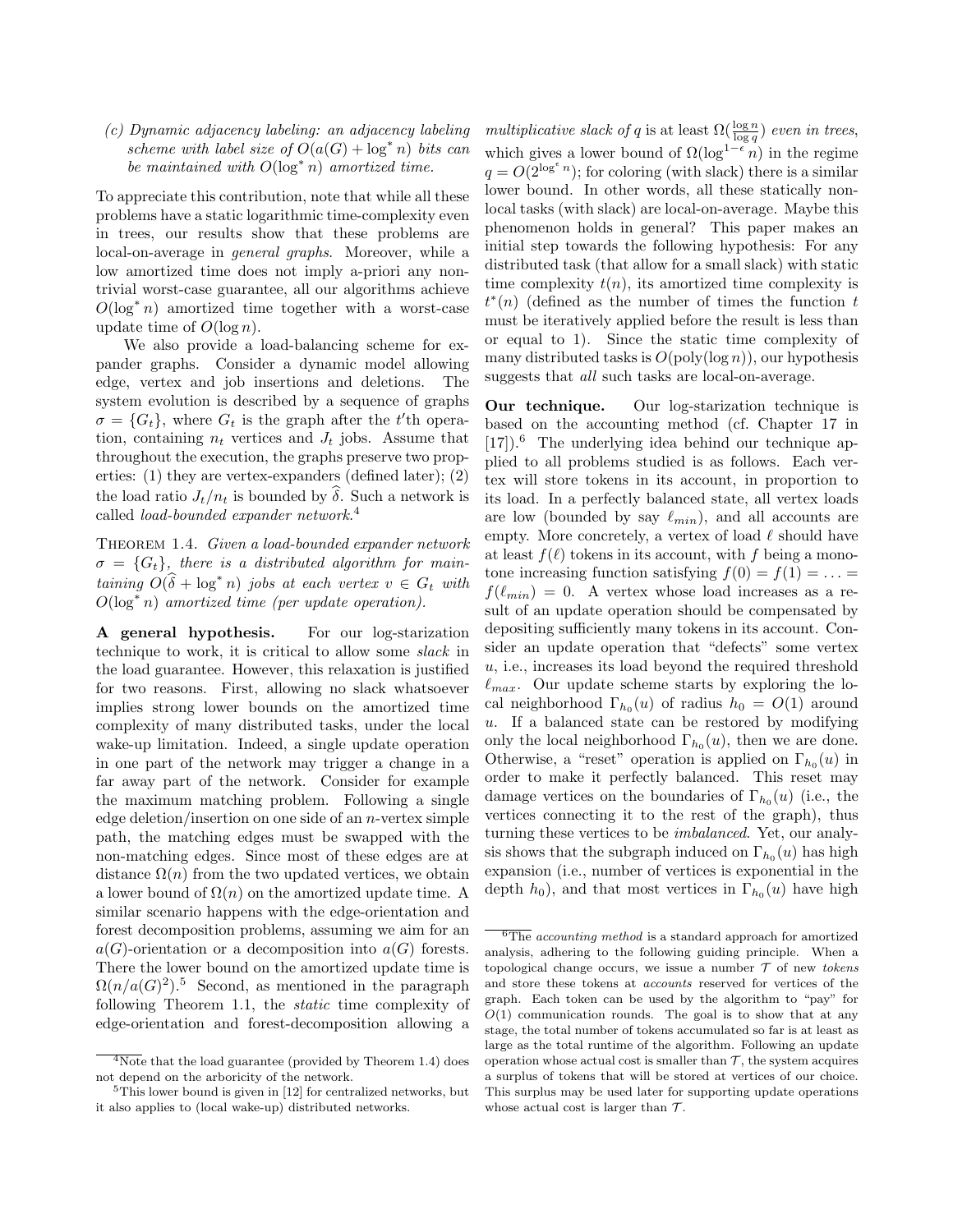(c) *Dynamic adjacency labeling: an adjacency labeling scheme with label size of $O(a(G) + \log^* n)$ bits can be maintained with $O(\log^* n)$ amortized time.*

To appreciate this contribution, note that while all these problems have a static logarithmic time-complexity even in trees, our results show that these problems are local-on-average in *general graphs*. Moreover, while a low amortized time does not imply a-priori any non-trivial worst-case guarantee, all our algorithms achieve $O(\log^* n)$ amortized time together with a worst-case update time of $O(\log n)$.

We also provide a load-balancing scheme for expander graphs. Consider a dynamic model allowing edge, vertex and job insertions and deletions. The system evolution is described by a sequence of graphs $\sigma = \{G_t\}$, where $G_t$ is the graph after the $t$'th operation, containing $n_t$ vertices and $J_t$ jobs. Assume that throughout the execution, the graphs preserve two properties: (1) they are vertex-expanders (defined later); (2) the load ratio $J_t/n_t$ is bounded by $\widehat{\delta}$. Such a network is called *load-bounded expander network*.[4]

Theorem 1.4. *Given a load-bounded expander network $\sigma = \{G_t\}$, there is a distributed algorithm for maintaining $O(\widehat{\delta} + \log^* n)$ jobs at each vertex $v \in G_t$ with $O(\log^* n)$ amortized time (per update operation).*

**A general hypothesis.** For our log-starization technique to work, it is critical to allow some *slack* in the load guarantee. However, this relaxation is justified for two reasons. First, allowing no slack whatsoever implies strong lower bounds on the amortized time complexity of many distributed tasks, under the local wake-up limitation. Indeed, a single update operation in one part of the network may trigger a change in a far away part of the network. Consider for example the maximum matching problem. Following a single edge deletion/insertion on one side of an $n$-vertex simple path, the matching edges must be swapped with the non-matching edges. Since most of these edges are at distance $\Omega(n)$ from the two updated vertices, we obtain a lower bound of $\Omega(n)$ on the amortized update time. A similar scenario happens with the edge-orientation and forest decomposition problems, assuming we aim for an $a(G)$-orientation or a decomposition into $a(G)$ forests. There the lower bound on the amortized update time is $\Omega(n/a(G)^2)$.[5] Second, as mentioned in the paragraph following Theorem 1.1, the *static* time complexity of edge-orientation and forest-decomposition allowing a *multiplicative slack of $q$ is at least $\Omega(\frac{\log n}{\log q})$ even in trees*, which gives a lower bound of $\Omega(\log^{1-\epsilon} n)$ in the regime $q = O(2^{\log^\epsilon n})$; for coloring (with slack) there is a similar lower bound. In other words, all these statically non-local tasks (with slack) are local-on-average. Maybe this phenomenon holds in general? This paper makes an initial step towards the following hypothesis: For any distributed task (that allow for a small slack) with static time complexity $t(n)$, its amortized time complexity is $t^*(n)$ (defined as the number of times the function $t$ must be iteratively applied before the result is less than or equal to 1). Since the static time complexity of many distributed tasks is $O(\text{poly}(\log n))$, our hypothesis suggests that *all* such tasks are local-on-average.

**Our technique.** Our log-starization technique is based on the accounting method (cf. Chapter 17 in [17]).[6] The underlying idea behind our technique applied to all problems studied is as follows. Each vertex will store tokens in its account, in proportion to its load. In a perfectly balanced state, all vertex loads are low (bounded by say $\ell_{min}$), and all accounts are empty. More concretely, a vertex of load $\ell$ should have at least $f(\ell)$ tokens in its account, with $f$ being a monotone increasing function satisfying $f(0) = f(1) = \ldots = f(\ell_{min}) = 0$. A vertex whose load increases as a result of an update operation should be compensated by depositing sufficiently many tokens in its account. Consider an update operation that "defects" some vertex $u$, i.e., increases its load beyond the required threshold $\ell_{max}$. Our update scheme starts by exploring the local neighborhood $\Gamma_{h_0}(u)$ of radius $h_0 = O(1)$ around $u$. If a balanced state can be restored by modifying only the local neighborhood $\Gamma_{h_0}(u)$, then we are done. Otherwise, a "reset" operation is applied on $\Gamma_{h_0}(u)$ in order to make it perfectly balanced. This reset may damage vertices on the boundaries of $\Gamma_{h_0}(u)$ (i.e., the vertices connecting it to the rest of the graph), thus turning these vertices to be *imbalanced*. Yet, our analysis shows that the subgraph induced on $\Gamma_{h_0}(u)$ has high expansion (i.e., number of vertices is exponential in the depth $h_0$), and that most vertices in $\Gamma_{h_0}(u)$ have high

---

[4] Note that the load guarantee (provided by Theorem 1.4) does not depend on the arboricity of the network.

[5] This lower bound is given in [12] for centralized networks, but it also applies to (local wake-up) distributed networks.

[6] The *accounting method* is a standard approach for amortized analysis, adhering to the following guiding principle. When a topological change occurs, we issue a number $\mathcal{T}$ of new *tokens* and store these tokens at *accounts* reserved for vertices of the graph. Each token can be used by the algorithm to "pay" for $O(1)$ communication rounds. The goal is to show that at any stage, the total number of tokens accumulated so far is at least as large as the total runtime of the algorithm. Following an update operation whose actual cost is smaller than $\mathcal{T}$, the system acquires a surplus of tokens that will be stored at vertices of our choice. This surplus may be used later for supporting update operations whose actual cost is larger than $\mathcal{T}$.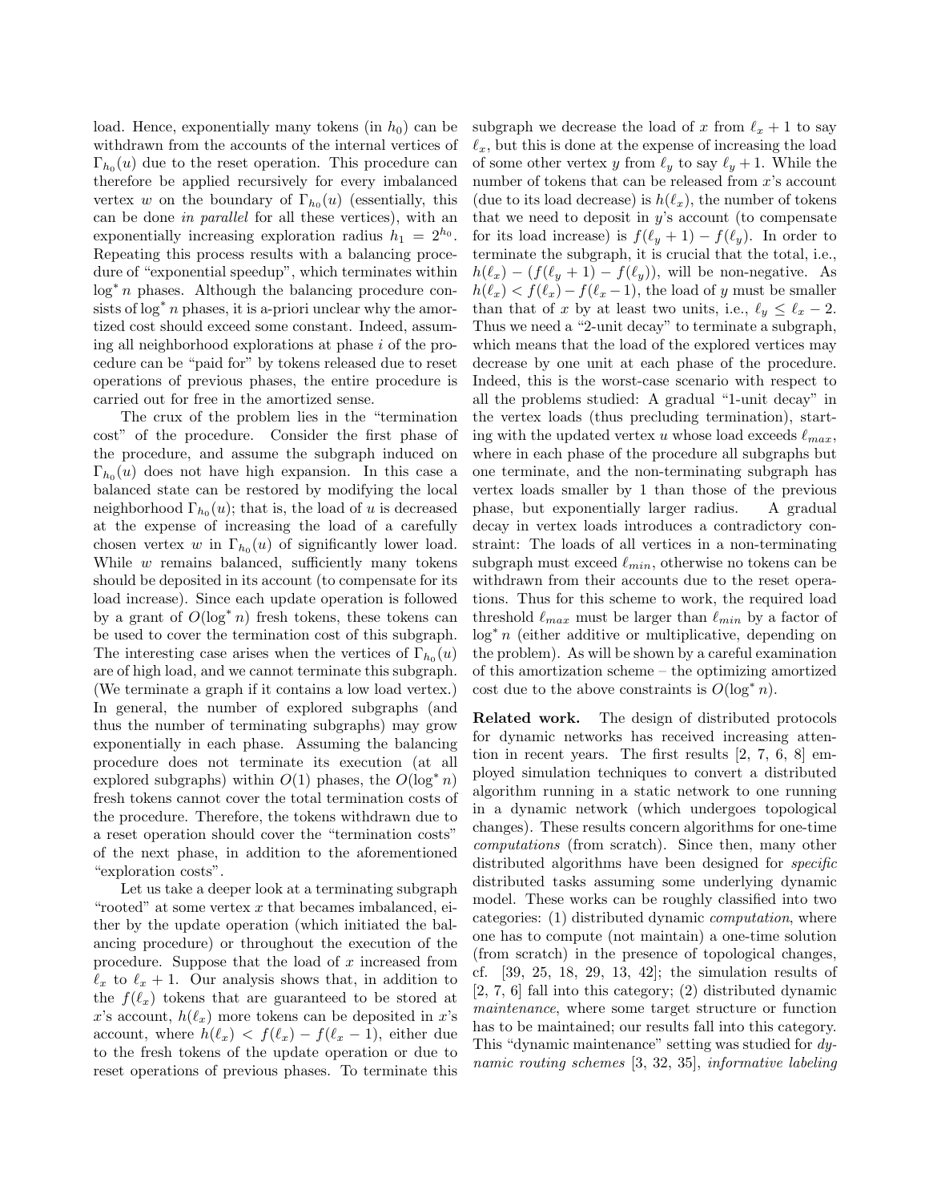load. Hence, exponentially many tokens (in $h_0$) can be withdrawn from the accounts of the internal vertices of $\Gamma_{h_0}(u)$ due to the reset operation. This procedure can therefore be applied recursively for every imbalanced vertex $w$ on the boundary of $\Gamma_{h_0}(u)$ (essentially, this can be done *in parallel* for all these vertices), with an exponentially increasing exploration radius $h_1 = 2^{h_0}$. Repeating this process results with a balancing procedure of "exponential speedup", which terminates within $\log^* n$ phases. Although the balancing procedure consists of $\log^* n$ phases, it is a-priori unclear why the amortized cost should exceed some constant. Indeed, assuming all neighborhood explorations at phase $i$ of the procedure can be "paid for" by tokens released due to reset operations of previous phases, the entire procedure is carried out for free in the amortized sense.

The crux of the problem lies in the "termination cost" of the procedure. Consider the first phase of the procedure, and assume the subgraph induced on $\Gamma_{h_0}(u)$ does not have high expansion. In this case a balanced state can be restored by modifying the local neighborhood $\Gamma_{h_0}(u)$; that is, the load of $u$ is decreased at the expense of increasing the load of a carefully chosen vertex $w$ in $\Gamma_{h_0}(u)$ of significantly lower load. While $w$ remains balanced, sufficiently many tokens should be deposited in its account (to compensate for its load increase). Since each update operation is followed by a grant of $O(\log^* n)$ fresh tokens, these tokens can be used to cover the termination cost of this subgraph. The interesting case arises when the vertices of $\Gamma_{h_0}(u)$ are of high load, and we cannot terminate this subgraph. (We terminate a graph if it contains a low load vertex.) In general, the number of explored subgraphs (and thus the number of terminating subgraphs) may grow exponentially in each phase. Assuming the balancing procedure does not terminate its execution (at all explored subgraphs) within $O(1)$ phases, the $O(\log^* n)$ fresh tokens cannot cover the total termination costs of the procedure. Therefore, the tokens withdrawn due to a reset operation should cover the "termination costs" of the next phase, in addition to the aforementioned "exploration costs".

Let us take a deeper look at a terminating subgraph "rooted" at some vertex $x$ that becames imbalanced, either by the update operation (which initiated the balancing procedure) or throughout the execution of the procedure. Suppose that the load of $x$ increased from $\ell_x$ to $\ell_x + 1$. Our analysis shows that, in addition to the $f(\ell_x)$ tokens that are guaranteed to be stored at $x$'s account, $h(\ell_x)$ more tokens can be deposited in $x$'s account, where $h(\ell_x) < f(\ell_x) - f(\ell_x - 1)$, either due to the fresh tokens of the update operation or due to reset operations of previous phases. To terminate this subgraph we decrease the load of $x$ from $\ell_x + 1$ to say $\ell_x$, but this is done at the expense of increasing the load of some other vertex $y$ from $\ell_y$ to say $\ell_y + 1$. While the number of tokens that can be released from $x$'s account (due to its load decrease) is $h(\ell_x)$, the number of tokens that we need to deposit in $y$'s account (to compensate for its load increase) is $f(\ell_y + 1) - f(\ell_y)$. In order to terminate the subgraph, it is crucial that the total, i.e., $h(\ell_x) - (f(\ell_y + 1) - f(\ell_y))$, will be non-negative. As $h(\ell_x) < f(\ell_x) - f(\ell_x - 1)$, the load of $y$ must be smaller than that of $x$ by at least two units, i.e., $\ell_y \le \ell_x - 2$. Thus we need a "2-unit decay" to terminate a subgraph, which means that the load of the explored vertices may decrease by one unit at each phase of the procedure. Indeed, this is the worst-case scenario with respect to all the problems studied: A gradual "1-unit decay" in the vertex loads (thus precluding termination), starting with the updated vertex $u$ whose load exceeds $\ell_{max}$, where in each phase of the procedure all subgraphs but one terminate, and the non-terminating subgraph has vertex loads smaller by 1 than those of the previous phase, but exponentially larger radius. A gradual decay in vertex loads introduces a contradictory constraint: The loads of all vertices in a non-terminating subgraph must exceed $\ell_{min}$, otherwise no tokens can be withdrawn from their accounts due to the reset operations. Thus for this scheme to work, the required load threshold $\ell_{max}$ must be larger than $\ell_{min}$ by a factor of $\log^* n$ (either additive or multiplicative, depending on the problem). As will be shown by a careful examination of this amortization scheme – the optimizing amortized cost due to the above constraints is $O(\log^* n)$.

**Related work.** The design of distributed protocols for dynamic networks has received increasing attention in recent years. The first results [2, 7, 6, 8] employed simulation techniques to convert a distributed algorithm running in a static network to one running in a dynamic network (which undergoes topological changes). These results concern algorithms for one-time *computations* (from scratch). Since then, many other distributed algorithms have been designed for *specific* distributed tasks assuming some underlying dynamic model. These works can be roughly classified into two categories: (1) distributed dynamic *computation*, where one has to compute (not maintain) a one-time solution (from scratch) in the presence of topological changes, cf. [39, 25, 18, 29, 13, 42]; the simulation results of [2, 7, 6] fall into this category; (2) distributed dynamic *maintenance*, where some target structure or function has to be maintained; our results fall into this category. This "dynamic maintenance" setting was studied for *dynamic routing schemes* [3, 32, 35], *informative labeling*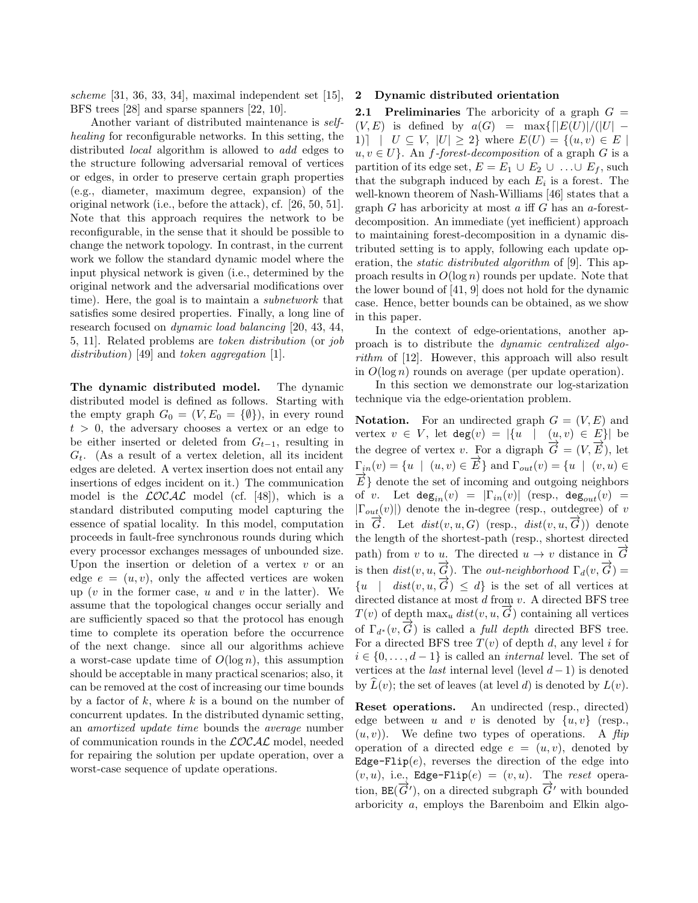*scheme* [31, 36, 33, 34], maximal independent set [15], BFS trees [28] and sparse spanners [22, 10].

Another variant of distributed maintenance is *self-healing* for reconfigurable networks. In this setting, the distributed *local* algorithm is allowed to *add* edges to the structure following adversarial removal of vertices or edges, in order to preserve certain graph properties (e.g., diameter, maximum degree, expansion) of the original network (i.e., before the attack), cf. [26, 50, 51]. Note that this approach requires the network to be reconfigurable, in the sense that it should be possible to change the network topology. In contrast, in the current work we follow the standard dynamic model where the input physical network is given (i.e., determined by the original network and the adversarial modifications over time). Here, the goal is to maintain a *subnetwork* that satisfies some desired properties. Finally, a long line of research focused on *dynamic load balancing* [20, 43, 44, 5, 11]. Related problems are *token distribution* (or *job distribution*) [49] and *token aggregation* [1].

**The dynamic distributed model.** The dynamic distributed model is defined as follows. Starting with the empty graph $G_0 = (V, E_0 = \{\emptyset\})$, in every round $t > 0$, the adversary chooses a vertex or an edge to be either inserted or deleted from $G_{t-1}$, resulting in $G_t$. (As a result of a vertex deletion, all its incident edges are deleted. A vertex insertion does not entail any insertions of edges incident on it.) The communication model is the $\mathcal{LOCAL}$ model (cf. [48]), which is a standard distributed computing model capturing the essence of spatial locality. In this model, computation proceeds in fault-free synchronous rounds during which every processor exchanges messages of unbounded size. Upon the insertion or deletion of a vertex $v$ or an edge $e = (u, v)$, only the affected vertices are woken up ($v$ in the former case, $u$ and $v$ in the latter). We assume that the topological changes occur serially and are sufficiently spaced so that the protocol has enough time to complete its operation before the occurrence of the next change. since all our algorithms achieve a worst-case update time of $O(\log n)$, this assumption should be acceptable in many practical scenarios; also, it can be removed at the cost of increasing our time bounds by a factor of $k$, where $k$ is a bound on the number of concurrent updates. In the distributed dynamic setting, an *amortized update time* bounds the *average* number of communication rounds in the $\mathcal{LOCAL}$ model, needed for repairing the solution per update operation, over a worst-case sequence of update operations.

## 2 Dynamic distributed orientation

### 2.1 Preliminaries

The arboricity of a graph $G = (V, E)$ is defined by $a(G) = \max\{\lceil |E(U)|/(|U| - 1)\rceil \mid U \subseteq V, \ |U| \geq 2\}$ where $E(U) = \{(u, v) \in E \mid u, v \in U\}$. An $f$-*forest-decomposition* of a graph $G$ is a partition of its edge set, $E = E_1 \cup E_2 \cup \ldots \cup E_f$, such that the subgraph induced by each $E_i$ is a forest. The well-known theorem of Nash-Williams [46] states that a graph $G$ has arboricity at most $a$ iff $G$ has an $a$-forest-decomposition. An immediate (yet inefficient) approach to maintaining forest-decomposition in a dynamic distributed setting is to apply, following each update operation, the *static distributed algorithm* of [9]. This approach results in $O(\log n)$ rounds per update. Note that the lower bound of [41, 9] does not hold for the dynamic case. Hence, better bounds can be obtained, as we show in this paper.

In the context of edge-orientations, another approach is to distribute the *dynamic centralized algorithm* of [12]. However, this approach will also result in $O(\log n)$ rounds on average (per update operation).

In this section we demonstrate our log-starization technique via the edge-orientation problem.

**Notation.** For an undirected graph $G = (V, E)$ and vertex $v \in V$, let $\texttt{deg}(v) = |\{u \mid (u, v) \in E\}|$ be the degree of vertex $v$. For a digraph $\overrightarrow{G} = (V, \overrightarrow{E})$, let $\Gamma_{in}(v) = \{u \mid (u, v) \in \overrightarrow{E}\}$ and $\Gamma_{out}(v) = \{u \mid (v, u) \in \overrightarrow{E}\}$ denote the set of incoming and outgoing neighbors of $v$. Let $\texttt{deg}_{in}(v) = |\Gamma_{in}(v)|$ (resp., $\texttt{deg}_{out}(v) = |\Gamma_{out}(v)|$) denote the in-degree (resp., outdegree) of $v$ in $\overrightarrow{G}$. Let $dist(v, u, G)$ (resp., $dist(v, u, \overrightarrow{G})$) denote the length of the shortest-path (resp., shortest directed path) from $v$ to $u$. The directed $u \to v$ distance in $\overrightarrow{G}$ is then $dist(v, u, \overrightarrow{G})$. The *out-neighborhood* $\Gamma_d(v, \overrightarrow{G}) = \{u \mid dist(v, u, \overrightarrow{G}) \leq d\}$ is the set of all vertices at directed distance at most $d$ from $v$. A directed BFS tree $T(v)$ of depth $\max_u dist(v, u, \overrightarrow{G})$ containing all vertices of $\Gamma_{d^*}(v, \overrightarrow{G})$ is called a *full depth* directed BFS tree. For a directed BFS tree $T(v)$ of depth $d$, any level $i$ for $i \in \{0, \ldots, d-1\}$ is called an *internal* level. The set of vertices at the *last* internal level (level $d-1$) is denoted by $\widehat{L}(v)$; the set of leaves (at level $d$) is denoted by $L(v)$.

**Reset operations.** An undirected (resp., directed) edge between $u$ and $v$ is denoted by $\{u, v\}$ (resp., $(u, v)$). We define two types of operations. A *flip* operation of a directed edge $e = (u, v)$, denoted by $\texttt{Edge-Flip}(e)$, reverses the direction of the edge into $(v, u)$, i.e., $\texttt{Edge-Flip}(e) = (v, u)$. The *reset* operation, $\texttt{BE}(\overrightarrow{G}')$, on a directed subgraph $\overrightarrow{G}'$ with bounded arboricity $a$, employs the Barenboim and Elkin algo-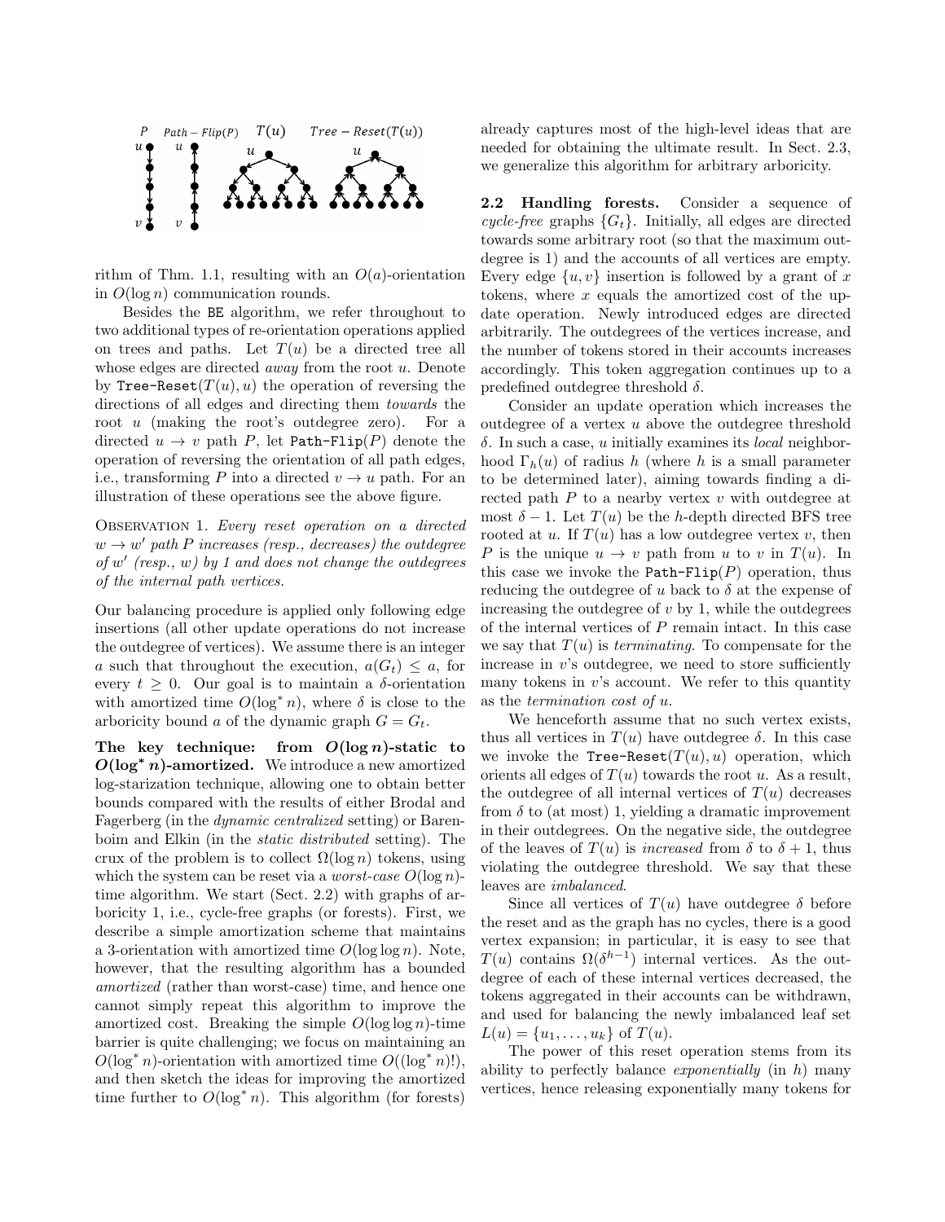rithm of Thm. 1.1, resulting with an $O(a)$-orientation in $O(\log n)$ communication rounds.

Besides the BE algorithm, we refer throughout to two additional types of re-orientation operations applied on trees and paths. Let $T(u)$ be a directed tree all whose edges are directed *away* from the root $u$. Denote by `Tree-Reset`$(T(u), u)$ the operation of reversing the directions of all edges and directing them *towards* the root $u$ (making the root's outdegree zero). For a directed $u \to v$ path $P$, let `Path-Flip`$(P)$ denote the operation of reversing the orientation of all path edges, i.e., transforming $P$ into a directed $v \to u$ path. For an illustration of these operations see the above figure.

Observation 1. *Every reset operation on a directed $w \to w'$ path $P$ increases (resp., decreases) the outdegree of $w'$ (resp., $w$) by 1 and does not change the outdegrees of the internal path vertices.*

Our balancing procedure is applied only following edge insertions (all other update operations do not increase the outdegree of vertices). We assume there is an integer $a$ such that throughout the execution, $a(G_t) \leq a$, for every $t \geq 0$. Our goal is to maintain a $\delta$-orientation with amortized time $O(\log^* n)$, where $\delta$ is close to the arboricity bound $a$ of the dynamic graph $G = G_t$.

**The key technique: from $O(\log n)$-static to $O(\log^* n)$-amortized.** We introduce a new amortized log-starization technique, allowing one to obtain better bounds compared with the results of either Brodal and Fagerberg (in the *dynamic centralized* setting) or Barenboim and Elkin (in the *static distributed* setting). The crux of the problem is to collect $\Omega(\log n)$ tokens, using which the system can be reset via a *worst-case* $O(\log n)$-time algorithm. We start (Sect. 2.2) with graphs of arboricity 1, i.e., cycle-free graphs (or forests). First, we describe a simple amortization scheme that maintains a 3-orientation with amortized time $O(\log \log n)$. Note, however, that the resulting algorithm has a bounded *amortized* (rather than worst-case) time, and hence one cannot simply repeat this algorithm to improve the amortized cost. Breaking the simple $O(\log \log n)$-time barrier is quite challenging; we focus on maintaining an $O(\log^* n)$-orientation with amortized time $O((\log^* n)!)$, and then sketch the ideas for improving the amortized time further to $O(\log^* n)$. This algorithm (for forests) already captures most of the high-level ideas that are needed for obtaining the ultimate result. In Sect. 2.3, we generalize this algorithm for arbitrary arboricity.

**2.2 Handling forests.** Consider a sequence of *cycle-free* graphs $\{G_t\}$. Initially, all edges are directed towards some arbitrary root (so that the maximum outdegree is 1) and the accounts of all vertices are empty. Every edge $\{u, v\}$ insertion is followed by a grant of $x$ tokens, where $x$ equals the amortized cost of the update operation. Newly introduced edges are directed arbitrarily. The outdegrees of the vertices increase, and the number of tokens stored in their accounts increases accordingly. This token aggregation continues up to a predefined outdegree threshold $\delta$.

Consider an update operation which increases the outdegree of a vertex $u$ above the outdegree threshold $\delta$. In such a case, $u$ initially examines its *local* neighborhood $\Gamma_h(u)$ of radius $h$ (where $h$ is a small parameter to be determined later), aiming towards finding a directed path $P$ to a nearby vertex $v$ with outdegree at most $\delta - 1$. Let $T(u)$ be the $h$-depth directed BFS tree rooted at $u$. If $T(u)$ has a low outdegree vertex $v$, then $P$ is the unique $u \to v$ path from $u$ to $v$ in $T(u)$. In this case we invoke the `Path-Flip`$(P)$ operation, thus reducing the outdegree of $u$ back to $\delta$ at the expense of increasing the outdegree of $v$ by 1, while the outdegrees of the internal vertices of $P$ remain intact. In this case we say that $T(u)$ is *terminating*. To compensate for the increase in $v$'s outdegree, we need to store sufficiently many tokens in $v$'s account. We refer to this quantity as the *termination cost of $u$*.

We henceforth assume that no such vertex exists, thus all vertices in $T(u)$ have outdegree $\delta$. In this case we invoke the `Tree-Reset`$(T(u), u)$ operation, which orients all edges of $T(u)$ towards the root $u$. As a result, the outdegree of all internal vertices of $T(u)$ decreases from $\delta$ to (at most) 1, yielding a dramatic improvement in their outdegrees. On the negative side, the outdegree of the leaves of $T(u)$ is *increased* from $\delta$ to $\delta + 1$, thus violating the outdegree threshold. We say that these leaves are *imbalanced*.

Since all vertices of $T(u)$ have outdegree $\delta$ before the reset and as the graph has no cycles, there is a good vertex expansion; in particular, it is easy to see that $T(u)$ contains $\Omega(\delta^{h-1})$ internal vertices. As the outdegree of each of these internal vertices decreased, the tokens aggregated in their accounts can be withdrawn, and used for balancing the newly imbalanced leaf set $L(u) = \{u_1, \ldots, u_k\}$ of $T(u)$.

The power of this reset operation stems from its ability to perfectly balance *exponentially* (in $h$) many vertices, hence releasing exponentially many tokens for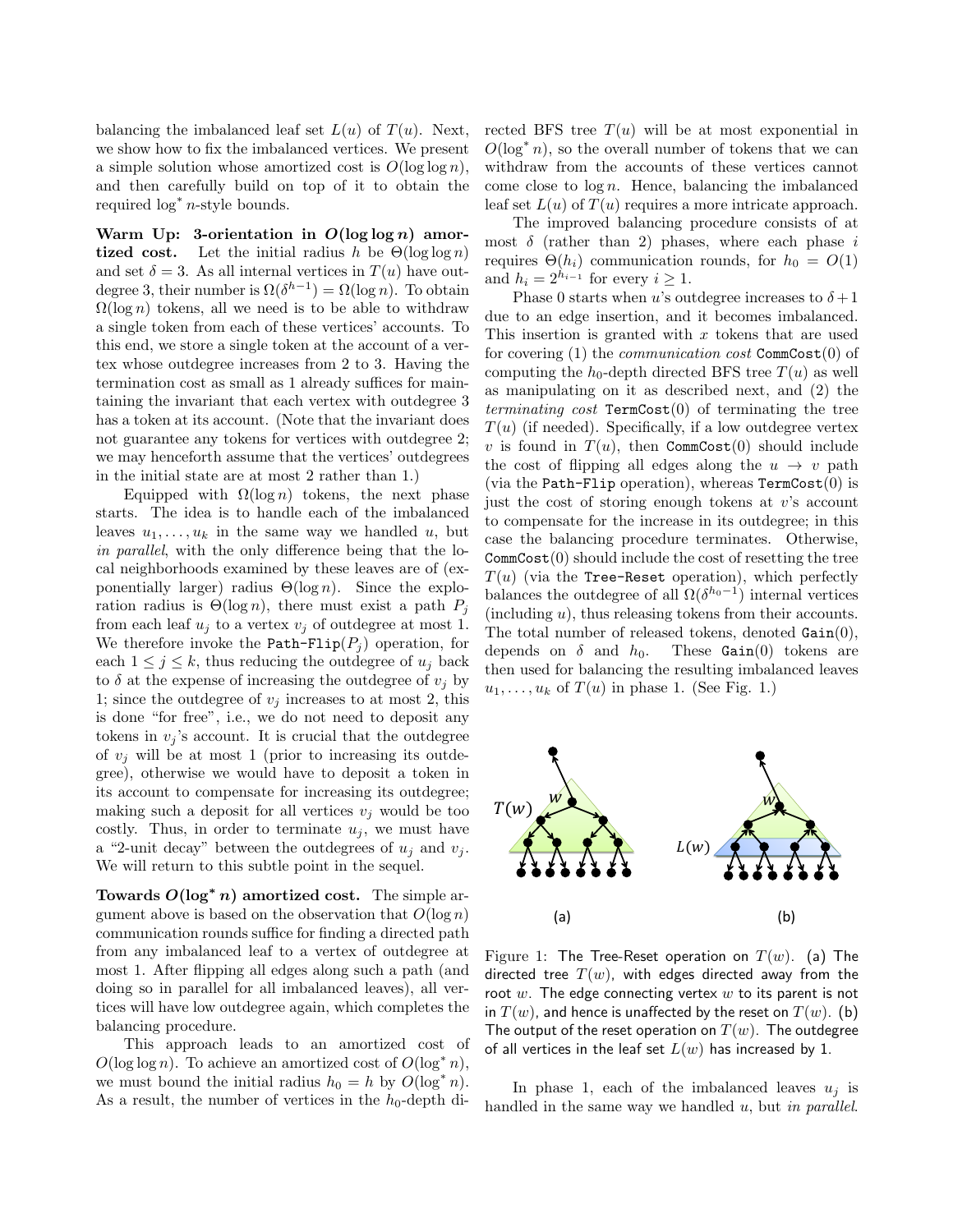balancing the imbalanced leaf set $L(u)$ of $T(u)$. Next, we show how to fix the imbalanced vertices. We present a simple solution whose amortized cost is $O(\log\log n)$, and then carefully build on top of it to obtain the required $\log^* n$-style bounds.

**Warm Up: 3-orientation in $O(\log\log n)$ amortized cost.** Let the initial radius $h$ be $\Theta(\log\log n)$ and set $\delta = 3$. As all internal vertices in $T(u)$ have outdegree 3, their number is $\Omega(\delta^{h-1}) = \Omega(\log n)$. To obtain $\Omega(\log n)$ tokens, all we need is to be able to withdraw a single token from each of these vertices' accounts. To this end, we store a single token at the account of a vertex whose outdegree increases from 2 to 3. Having the termination cost as small as 1 already suffices for maintaining the invariant that each vertex with outdegree 3 has a token at its account. (Note that the invariant does not guarantee any tokens for vertices with outdegree 2; we may henceforth assume that the vertices' outdegrees in the initial state are at most 2 rather than 1.)

Equipped with $\Omega(\log n)$ tokens, the next phase starts. The idea is to handle each of the imbalanced leaves $u_1, \ldots, u_k$ in the same way we handled $u$, but *in parallel*, with the only difference being that the local neighborhoods examined by these leaves are of (exponentially larger) radius $\Theta(\log n)$. Since the exploration radius is $\Theta(\log n)$, there must exist a path $P_j$ from each leaf $u_j$ to a vertex $v_j$ of outdegree at most 1. We therefore invoke the Path-Flip($P_j$) operation, for each $1 \leq j \leq k$, thus reducing the outdegree of $u_j$ back to $\delta$ at the expense of increasing the outdegree of $v_j$ by 1; since the outdegree of $v_j$ increases to at most 2, this is done "for free", i.e., we do not need to deposit any tokens in $v_j$'s account. It is crucial that the outdegree of $v_j$ will be at most 1 (prior to increasing its outdegree), otherwise we would have to deposit a token in its account to compensate for increasing its outdegree; making such a deposit for all vertices $v_j$ would be too costly. Thus, in order to terminate $u_j$, we must have a "2-unit decay" between the outdegrees of $u_j$ and $v_j$. We will return to this subtle point in the sequel.

**Towards $O(\log^* n)$ amortized cost.** The simple argument above is based on the observation that $O(\log n)$ communication rounds suffice for finding a directed path from any imbalanced leaf to a vertex of outdegree at most 1. After flipping all edges along such a path (and doing so in parallel for all imbalanced leaves), all vertices will have low outdegree again, which completes the balancing procedure.

This approach leads to an amortized cost of $O(\log\log n)$. To achieve an amortized cost of $O(\log^* n)$, we must bound the initial radius $h_0 = h$ by $O(\log^* n)$. As a result, the number of vertices in the $h_0$-depth directed BFS tree $T(u)$ will be at most exponential in $O(\log^* n)$, so the overall number of tokens that we can withdraw from the accounts of these vertices cannot come close to $\log n$. Hence, balancing the imbalanced leaf set $L(u)$ of $T(u)$ requires a more intricate approach.

The improved balancing procedure consists of at most $\delta$ (rather than 2) phases, where each phase $i$ requires $\Theta(h_i)$ communication rounds, for $h_0 = O(1)$ and $h_i = 2^{h_{i-1}}$ for every $i \geq 1$.

Phase 0 starts when $u$'s outdegree increases to $\delta+1$ due to an edge insertion, and it becomes imbalanced. This insertion is granted with $x$ tokens that are used for covering (1) the *communication cost* CommCost(0) of computing the $h_0$-depth directed BFS tree $T(u)$ as well as manipulating on it as described next, and (2) the *terminating cost* TermCost(0) of terminating the tree $T(u)$ (if needed). Specifically, if a low outdegree vertex $v$ is found in $T(u)$, then CommCost(0) should include the cost of flipping all edges along the $u \rightarrow v$ path (via the Path-Flip operation), whereas TermCost(0) is just the cost of storing enough tokens at $v$'s account to compensate for the increase in its outdegree; in this case the balancing procedure terminates. Otherwise, CommCost(0) should include the cost of resetting the tree $T(u)$ (via the Tree-Reset operation), which perfectly balances the outdegree of all $\Omega(\delta^{h_0-1})$ internal vertices (including $u$), thus releasing tokens from their accounts. The total number of released tokens, denoted Gain(0), depends on $\delta$ and $h_0$. These Gain(0) tokens are then used for balancing the resulting imbalanced leaves $u_1, \ldots, u_k$ of $T(u)$ in phase 1. (See Fig. 1.)

Figure 1: The Tree-Reset operation on $T(w)$. (a) The directed tree $T(w)$, with edges directed away from the root $w$. The edge connecting vertex $w$ to its parent is not in $T(w)$, and hence is unaffected by the reset on $T(w)$. (b) The output of the reset operation on $T(w)$. The outdegree of all vertices in the leaf set $L(w)$ has increased by 1.

In phase 1, each of the imbalanced leaves $u_j$ is handled in the same way we handled $u$, but *in parallel*.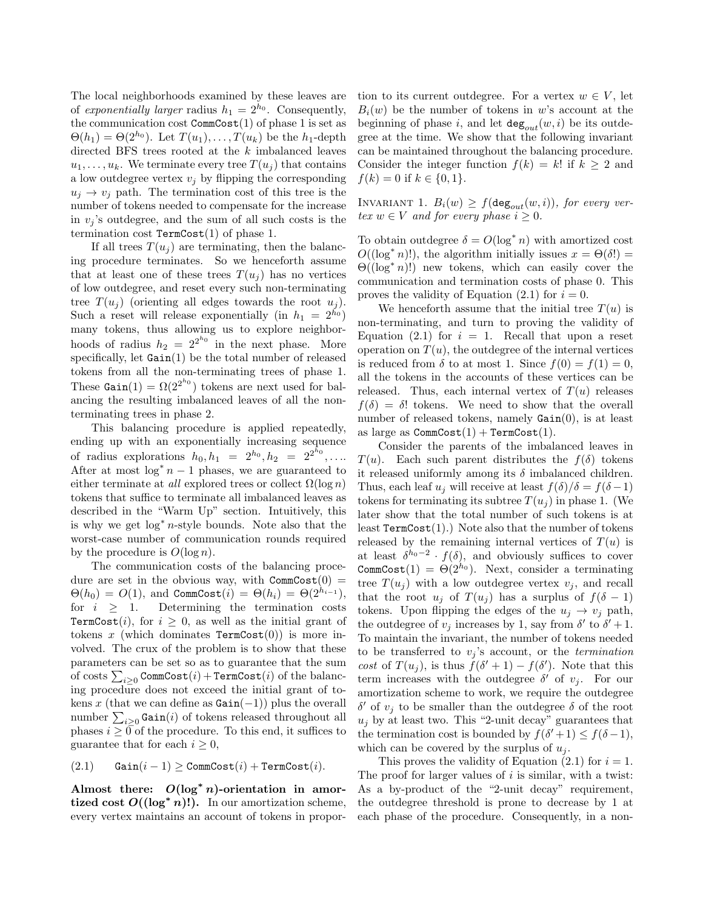The local neighborhoods examined by these leaves are of *exponentially larger* radius $h_1 = 2^{h_0}$. Consequently, the communication cost $\texttt{CommCost}(1)$ of phase 1 is set as $\Theta(h_1) = \Theta(2^{h_0})$. Let $T(u_1), \ldots, T(u_k)$ be the $h_1$-depth directed BFS trees rooted at the $k$ imbalanced leaves $u_1, \ldots, u_k$. We terminate every tree $T(u_j)$ that contains a low outdegree vertex $v_j$ by flipping the corresponding $u_j \to v_j$ path. The termination cost of this tree is the number of tokens needed to compensate for the increase in $v_j$'s outdegree, and the sum of all such costs is the termination cost $\texttt{TermCost}(1)$ of phase 1.

If all trees $T(u_j)$ are terminating, then the balancing procedure terminates. So we henceforth assume that at least one of these trees $T(u_j)$ has no vertices of low outdegree, and reset every such non-terminating tree $T(u_j)$ (orienting all edges towards the root $u_j$). Such a reset will release exponentially (in $h_1 = 2^{h_0}$) many tokens, thus allowing us to explore neighborhoods of radius $h_2 = 2^{2^{h_0}}$ in the next phase. More specifically, let $\texttt{Gain}(1)$ be the total number of released tokens from all the non-terminating trees of phase 1. These $\texttt{Gain}(1) = \Omega(2^{2^{h_0}})$ tokens are next used for balancing the resulting imbalanced leaves of all the non-terminating trees in phase 2.

This balancing procedure is applied repeatedly, ending up with an exponentially increasing sequence of radius explorations $h_0, h_1 = 2^{h_0}, h_2 = 2^{2^{h_0}}, \ldots$. After at most $\log^* n - 1$ phases, we are guaranteed to either terminate at *all* explored trees or collect $\Omega(\log n)$ tokens that suffice to terminate all imbalanced leaves as described in the "Warm Up" section. Intuitively, this is why we get $\log^* n$-style bounds. Note also that the worst-case number of communication rounds required by the procedure is $O(\log n)$.

The communication costs of the balancing procedure are set in the obvious way, with $\texttt{CommCost}(0) = \Theta(h_0) = O(1)$, and $\texttt{CommCost}(i) = \Theta(h_i) = \Theta(2^{h_{i-1}})$, for $i \geq 1$. Determining the termination costs $\texttt{TermCost}(i)$, for $i \geq 0$, as well as the initial grant of tokens $x$ (which dominates $\texttt{TermCost}(0)$) is more involved. The crux of the problem is to show that these parameters can be set so as to guarantee that the sum of costs $\sum_{i \geq 0} \texttt{CommCost}(i) + \texttt{TermCost}(i)$ of the balancing procedure does not exceed the initial grant of tokens $x$ (that we can define as $\texttt{Gain}(-1)$) plus the overall number $\sum_{i \geq 0} \texttt{Gain}(i)$ of tokens released throughout all phases $i \geq 0$ of the procedure. To this end, it suffices to guarantee that for each $i \geq 0$,

$$\texttt{Gain}(i-1) \geq \texttt{CommCost}(i) + \texttt{TermCost}(i). \tag{2.1}$$

**Almost there: $O(\log^* n)$-orientation in amortized cost $O((\log^* n)!)$.** In our amortization scheme, every vertex maintains an account of tokens in proportion to its current outdegree. For a vertex $w \in V$, let $B_i(w)$ be the number of tokens in $w$'s account at the beginning of phase $i$, and let $\texttt{deg}_{out}(w, i)$ be its outdegree at the time. We show that the following invariant can be maintained throughout the balancing procedure. Consider the integer function $f(k) = k!$ if $k \geq 2$ and $f(k) = 0$ if $k \in \{0, 1\}$.

INVARIANT 1. *$B_i(w) \geq f(\texttt{deg}_{out}(w, i))$, for every vertex $w \in V$ and for every phase $i \geq 0$.*

To obtain outdegree $\delta = O(\log^* n)$ with amortized cost $O((\log^* n)!)$, the algorithm initially issues $x = \Theta(\delta!) = \Theta((\log^* n)!)$ new tokens, which can easily cover the communication and termination costs of phase 0. This proves the validity of Equation (2.1) for $i = 0$.

We henceforth assume that the initial tree $T(u)$ is non-terminating, and turn to proving the validity of Equation (2.1) for $i = 1$. Recall that upon a reset operation on $T(u)$, the outdegree of the internal vertices is reduced from $\delta$ to at most 1. Since $f(0) = f(1) = 0$, all the tokens in the accounts of these vertices can be released. Thus, each internal vertex of $T(u)$ releases $f(\delta) = \delta!$ tokens. We need to show that the overall number of released tokens, namely $\texttt{Gain}(0)$, is at least as large as $\texttt{CommCost}(1) + \texttt{TermCost}(1)$.

Consider the parents of the imbalanced leaves in $T(u)$. Each such parent distributes the $f(\delta)$ tokens it released uniformly among its $\delta$ imbalanced children. Thus, each leaf $u_j$ will receive at least $f(\delta)/\delta = f(\delta - 1)$ tokens for terminating its subtree $T(u_j)$ in phase 1. (We later show that the total number of such tokens is at least $\texttt{TermCost}(1)$.) Note also that the number of tokens released by the remaining internal vertices of $T(u)$ is at least $\delta^{h_0 - 2} \cdot f(\delta)$, and obviously suffices to cover $\texttt{CommCost}(1) = \Theta(2^{h_0})$. Next, consider a terminating tree $T(u_j)$ with a low outdegree vertex $v_j$, and recall that the root $u_j$ of $T(u_j)$ has a surplus of $f(\delta - 1)$ tokens. Upon flipping the edges of the $u_j \to v_j$ path, the outdegree of $v_j$ increases by 1, say from $\delta'$ to $\delta' + 1$. To maintain the invariant, the number of tokens needed to be transferred to $v_j$'s account, or the *termination cost* of $T(u_j)$, is thus $f(\delta' + 1) - f(\delta')$. Note that this term increases with the outdegree $\delta'$ of $v_j$. For our amortization scheme to work, we require the outdegree $\delta'$ of $v_j$ to be smaller than the outdegree $\delta$ of the root $u_j$ by at least two. This "2-unit decay" guarantees that the termination cost is bounded by $f(\delta' + 1) \leq f(\delta - 1)$, which can be covered by the surplus of $u_j$.

This proves the validity of Equation (2.1) for $i = 1$. The proof for larger values of $i$ is similar, with a twist: As a by-product of the "2-unit decay" requirement, the outdegree threshold is prone to decrease by 1 at each phase of the procedure. Consequently, in a non-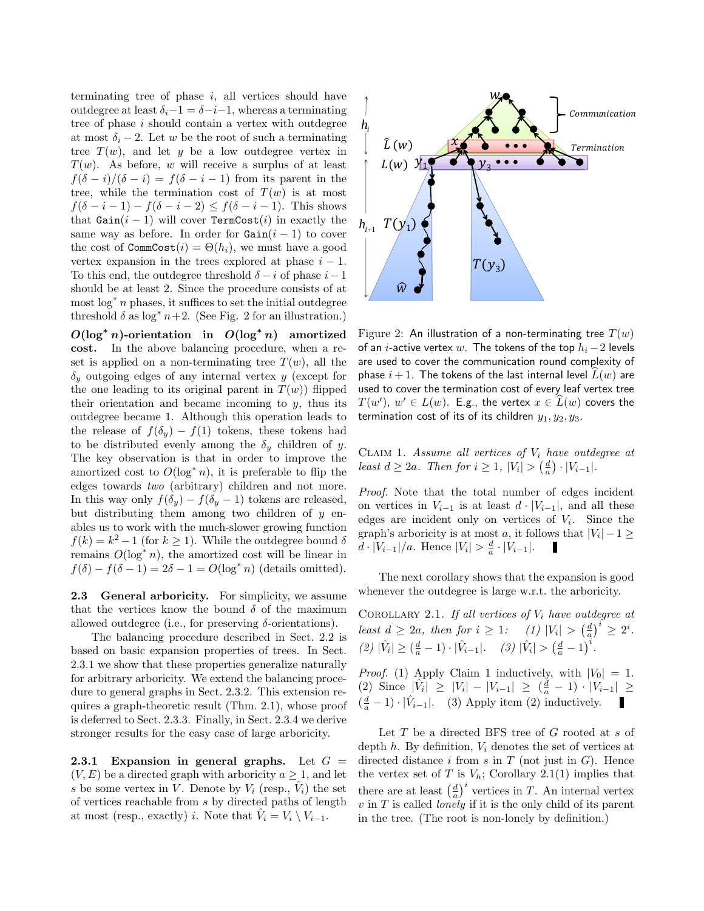terminating tree of phase $i$, all vertices should have outdegree at least $\delta_i - 1 = \delta - i - 1$, whereas a terminating tree of phase $i$ should contain a vertex with outdegree at most $\delta_i - 2$. Let $w$ be the root of such a terminating tree $T(w)$, and let $y$ be a low outdegree vertex in $T(w)$. As before, $w$ will receive a surplus of at least $f(\delta - i)/(\delta - i) = f(\delta - i - 1)$ from its parent in the tree, while the termination cost of $T(w)$ is at most $f(\delta - i - 1) - f(\delta - i - 2) \leq f(\delta - i - 1)$. This shows that $\texttt{Gain}(i - 1)$ will cover $\texttt{TermCost}(i)$ in exactly the same way as before. In order for $\texttt{Gain}(i - 1)$ to cover the cost of $\texttt{CommCost}(i) = \Theta(h_i)$, we must have a good vertex expansion in the trees explored at phase $i - 1$. To this end, the outdegree threshold $\delta - i$ of phase $i - 1$ should be at least 2. Since the procedure consists of at most $\log^* n$ phases, it suffices to set the initial outdegree threshold $\delta$ as $\log^* n + 2$. (See Fig. 2 for an illustration.)

**$O(\log^* n)$-orientation in $O(\log^* n)$ amortized cost.** In the above balancing procedure, when a reset is applied on a non-terminating tree $T(w)$, all the $\delta_y$ outgoing edges of any internal vertex $y$ (except for the one leading to its original parent in $T(w)$) flipped their orientation and became incoming to $y$, thus its outdegree became 1. Although this operation leads to the release of $f(\delta_y) - f(1)$ tokens, these tokens had to be distributed evenly among the $\delta_y$ children of $y$. The key observation is that in order to improve the amortized cost to $O(\log^* n)$, it is preferable to flip the edges towards *two* (arbitrary) children and not more. In this way only $f(\delta_y) - f(\delta_y - 1)$ tokens are released, but distributing them among two children of $y$ enables us to work with the much-slower growing function $f(k) = k^2 - 1$ (for $k \geq 1$). While the outdegree bound $\delta$ remains $O(\log^* n)$, the amortized cost will be linear in $f(\delta) - f(\delta - 1) = 2\delta - 1 = O(\log^* n)$ (details omitted).

### 2.3 General arboricity.

For simplicity, we assume that the vertices know the bound $\delta$ of the maximum allowed outdegree (i.e., for preserving $\delta$-orientations).

The balancing procedure described in Sect. 2.2 is based on basic expansion properties of trees. In Sect. 2.3.1 we show that these properties generalize naturally for arbitrary arboricity. We extend the balancing procedure to general graphs in Sect. 2.3.2. This extension requires a graph-theoretic result (Thm. 2.1), whose proof is deferred to Sect. 2.3.3. Finally, in Sect. 2.3.4 we derive stronger results for the easy case of large arboricity.

#### 2.3.1 Expansion in general graphs.

Let $G = (V, E)$ be a directed graph with arboricity $a \geq 1$, and let $s$ be some vertex in $V$. Denote by $V_i$ (resp., $\hat{V}_i$) the set of vertices reachable from $s$ by directed paths of length at most (resp., exactly) $i$. Note that $\hat{V}_i = V_i \setminus V_{i-1}$.

Figure 2: An illustration of a non-terminating tree $T(w)$ of an $i$-active vertex $w$. The tokens of the top $h_i - 2$ levels are used to cover the communication round complexity of phase $i+1$. The tokens of the last internal level $\widehat{L}(w)$ are used to cover the termination cost of every leaf vertex tree $T(w')$, $w' \in L(w)$. E.g., the vertex $x \in \widehat{L}(w)$ covers the termination cost of its of its children $y_1, y_2, y_3$.

Claim 1. *Assume all vertices of $V_i$ have outdegree at least $d \geq 2a$. Then for $i \geq 1$, $|V_i| > \left(\frac{d}{a}\right) \cdot |V_{i-1}|$.*

*Proof.* Note that the total number of edges incident on vertices in $V_{i-1}$ is at least $d \cdot |V_{i-1}|$, and all these edges are incident only on vertices of $V_i$. Since the graph's arboricity is at most $a$, it follows that $|V_i| - 1 \geq d \cdot |V_{i-1}|/a$. Hence $|V_i| > \frac{d}{a} \cdot |V_{i-1}|$. ∎

The next corollary shows that the expansion is good whenever the outdegree is large w.r.t. the arboricity.

Corollary 2.1. *If all vertices of $V_i$ have outdegree at least $d \geq 2a$, then for $i \geq 1$: (1) $|V_i| > \left(\frac{d}{a}\right)^i \geq 2^i$. (2) $|\hat{V}_i| \geq (\frac{d}{a} - 1) \cdot |\hat{V}_{i-1}|$. (3) $|\hat{V}_i| > \left(\frac{d}{a} - 1\right)^i$.*

*Proof.* (1) Apply Claim 1 inductively, with $|V_0| = 1$. (2) Since $|\hat{V}_i| \geq |V_i| - |V_{i-1}| \geq (\frac{d}{a} - 1) \cdot |V_{i-1}| \geq (\frac{d}{a} - 1) \cdot |\hat{V}_{i-1}|$. (3) Apply item (2) inductively. ∎

Let $T$ be a directed BFS tree of $G$ rooted at $s$ of depth $h$. By definition, $V_i$ denotes the set of vertices at directed distance $i$ from $s$ in $T$ (not just in $G$). Hence the vertex set of $T$ is $V_h$; Corollary 2.1(1) implies that there are at least $\left(\frac{d}{a}\right)^i$ vertices in $T$. An internal vertex $v$ in $T$ is called *lonely* if it is the only child of its parent in the tree. (The root is non-lonely by definition.)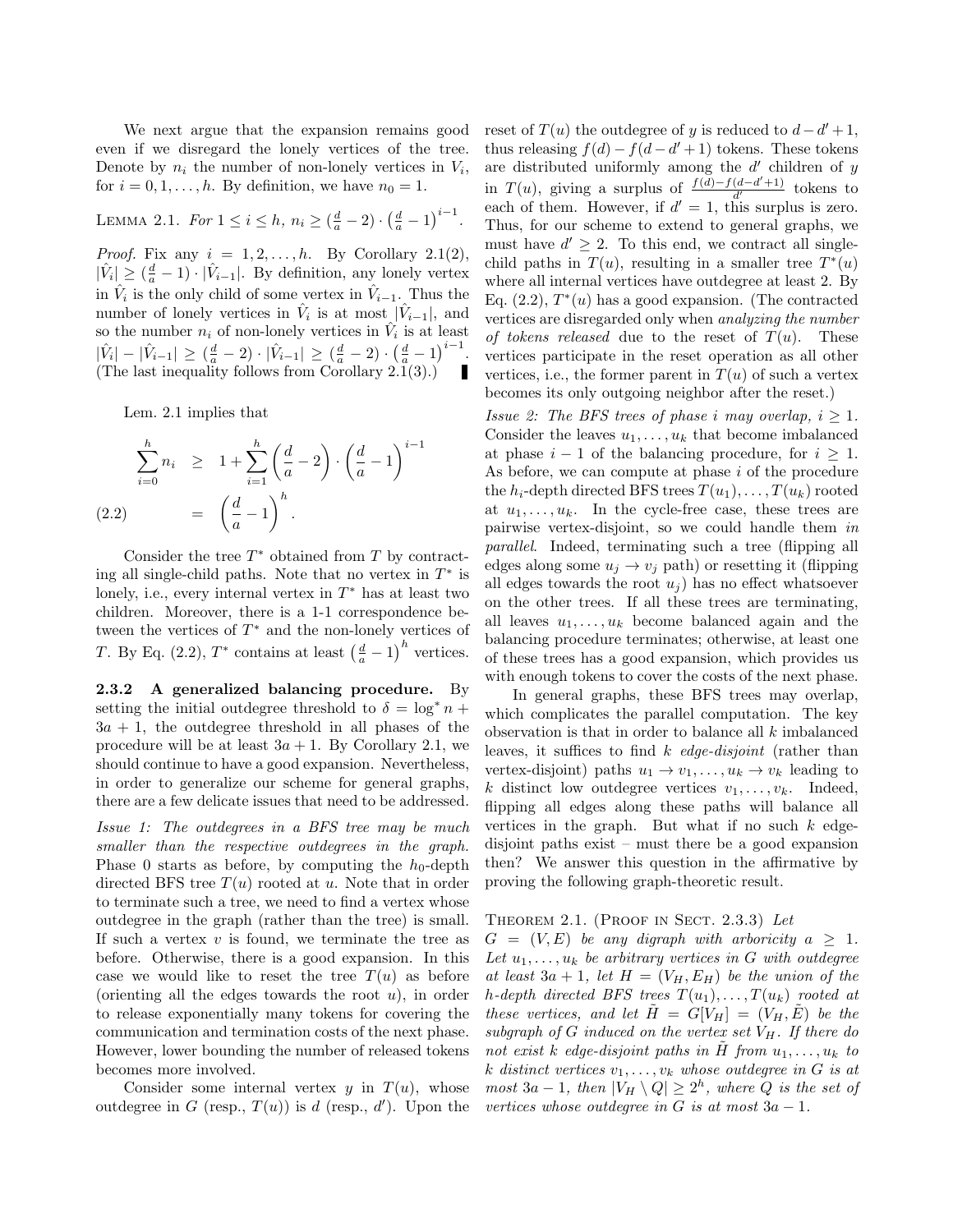We next argue that the expansion remains good even if we disregard the lonely vertices of the tree. Denote by $n_i$ the number of non-lonely vertices in $V_i$, for $i = 0, 1, \ldots, h$. By definition, we have $n_0 = 1$.

LEMMA 2.1. *For $1 \le i \le h$, $n_i \ge (\frac{d}{a} - 2) \cdot (\frac{d}{a} - 1)^{i-1}$.*

*Proof.* Fix any $i = 1, 2, \ldots, h$. By Corollary 2.1(2), $|\hat{V}_i| \ge (\frac{d}{a} - 1) \cdot |\hat{V}_{i-1}|$. By definition, any lonely vertex in $\hat{V}_i$ is the only child of some vertex in $\hat{V}_{i-1}$. Thus the number of lonely vertices in $\hat{V}_i$ is at most $|\hat{V}_{i-1}|$, and so the number $n_i$ of non-lonely vertices in $\hat{V}_i$ is at least $|\hat{V}_i| - |\hat{V}_{i-1}| \ge (\frac{d}{a} - 2) \cdot |\hat{V}_{i-1}| \ge (\frac{d}{a} - 2) \cdot (\frac{d}{a} - 1)^{i-1}$. (The last inequality follows from Corollary 2.1(3).) ∎

Lem. 2.1 implies that

$$\sum_{i=0}^{h} n_i \;\ge\; 1 + \sum_{i=1}^{h} \left(\frac{d}{a} - 2\right) \cdot \left(\frac{d}{a} - 1\right)^{i-1}$$
$$(2.2) \qquad\qquad = \left(\frac{d}{a} - 1\right)^{h}.$$

Consider the tree $T^*$ obtained from $T$ by contracting all single-child paths. Note that no vertex in $T^*$ is lonely, i.e., every internal vertex in $T^*$ has at least two children. Moreover, there is a 1-1 correspondence between the vertices of $T^*$ and the non-lonely vertices of $T$. By Eq. (2.2), $T^*$ contains at least $\left(\frac{d}{a} - 1\right)^h$ vertices.

### 2.3.2 A generalized balancing procedure.

By setting the initial outdegree threshold to $\delta = \log^* n + 3a + 1$, the outdegree threshold in all phases of the procedure will be at least $3a + 1$. By Corollary 2.1, we should continue to have a good expansion. Nevertheless, in order to generalize our scheme for general graphs, there are a few delicate issues that need to be addressed.

*Issue 1: The outdegrees in a BFS tree may be much smaller than the respective outdegrees in the graph.* Phase 0 starts as before, by computing the $h_0$-depth directed BFS tree $T(u)$ rooted at $u$. Note that in order to terminate such a tree, we need to find a vertex whose outdegree in the graph (rather than the tree) is small. If such a vertex $v$ is found, we terminate the tree as before. Otherwise, there is a good expansion. In this case we would like to reset the tree $T(u)$ as before (orienting all the edges towards the root $u$), in order to release exponentially many tokens for covering the communication and termination costs of the next phase. However, lower bounding the number of released tokens becomes more involved.

Consider some internal vertex $y$ in $T(u)$, whose outdegree in $G$ (resp., $T(u)$) is $d$ (resp., $d'$). Upon the reset of $T(u)$ the outdegree of $y$ is reduced to $d - d' + 1$, thus releasing $f(d) - f(d - d' + 1)$ tokens. These tokens are distributed uniformly among the $d'$ children of $y$ in $T(u)$, giving a surplus of $\frac{f(d) - f(d-d'+1)}{d'}$ tokens to each of them. However, if $d' = 1$, this surplus is zero. Thus, for our scheme to extend to general graphs, we must have $d' \ge 2$. To this end, we contract all single-child paths in $T(u)$, resulting in a smaller tree $T^*(u)$ where all internal vertices have outdegree at least 2. By Eq. (2.2), $T^*(u)$ has a good expansion. (The contracted vertices are disregarded only when *analyzing the number of tokens released* due to the reset of $T(u)$. These vertices participate in the reset operation as all other vertices, i.e., the former parent in $T(u)$ of such a vertex becomes its only outgoing neighbor after the reset.)

*Issue 2: The BFS trees of phase $i$ may overlap, $i \ge 1$.* Consider the leaves $u_1, \ldots, u_k$ that become imbalanced at phase $i - 1$ of the balancing procedure, for $i \ge 1$. As before, we can compute at phase $i$ of the procedure the $h_i$-depth directed BFS trees $T(u_1), \ldots, T(u_k)$ rooted at $u_1, \ldots, u_k$. In the cycle-free case, these trees are pairwise vertex-disjoint, so we could handle them *in parallel*. Indeed, terminating such a tree (flipping all edges along some $u_j \to v_j$ path) or resetting it (flipping all edges towards the root $u_j$) has no effect whatsoever on the other trees. If all these trees are terminating, all leaves $u_1, \ldots, u_k$ become balanced again and the balancing procedure terminates; otherwise, at least one of these trees has a good expansion, which provides us with enough tokens to cover the costs of the next phase.

In general graphs, these BFS trees may overlap, which complicates the parallel computation. The key observation is that in order to balance all $k$ imbalanced leaves, it suffices to find $k$ *edge-disjoint* (rather than vertex-disjoint) paths $u_1 \to v_1, \ldots, u_k \to v_k$ leading to $k$ distinct low outdegree vertices $v_1, \ldots, v_k$. Indeed, flipping all edges along these paths will balance all vertices in the graph. But what if no such $k$ edge-disjoint paths exist – must there be a good expansion then? We answer this question in the affirmative by proving the following graph-theoretic result.

THEOREM 2.1. (PROOF IN SECT. 2.3.3) *Let $G = (V, E)$ be any digraph with arboricity $a \ge 1$. Let $u_1, \ldots, u_k$ be arbitrary vertices in $G$ with outdegree at least $3a + 1$, let $H = (V_H, E_H)$ be the union of the $h$-depth directed BFS trees $T(u_1), \ldots, T(u_k)$ rooted at these vertices, and let $\tilde{H} = G[V_H] = (V_H, \tilde{E})$ be the subgraph of $G$ induced on the vertex set $V_H$. If there do not exist $k$ edge-disjoint paths in $\tilde{H}$ from $u_1, \ldots, u_k$ to $k$ distinct vertices $v_1, \ldots, v_k$ whose outdegree in $G$ is at most $3a - 1$, then $|V_H \setminus Q| \ge 2^h$, where $Q$ is the set of vertices whose outdegree in $G$ is at most $3a - 1$.*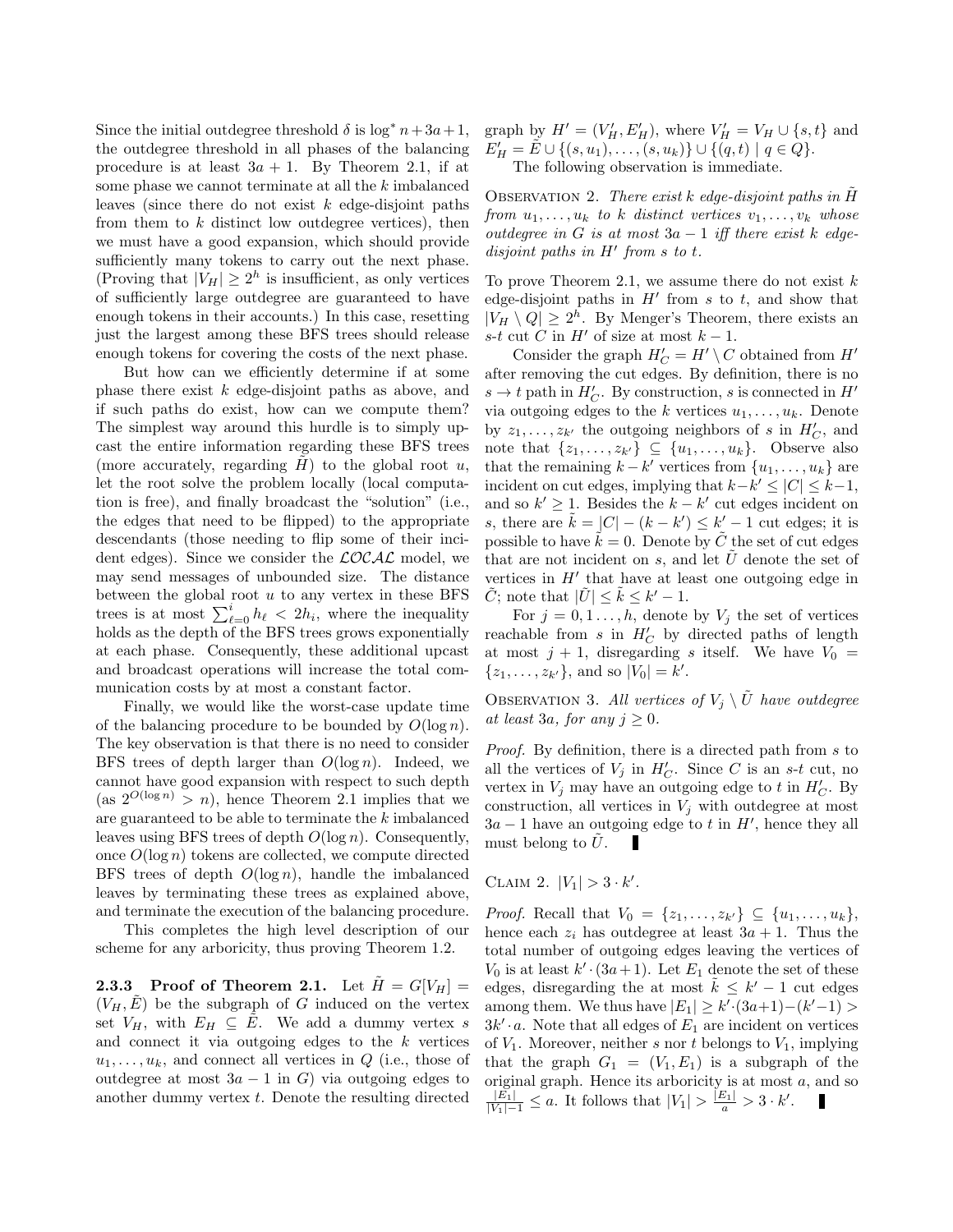Since the initial outdegree threshold $\delta$ is $\log^* n + 3a + 1$, the outdegree threshold in all phases of the balancing procedure is at least $3a + 1$. By Theorem 2.1, if at some phase we cannot terminate at all the $k$ imbalanced leaves (since there do not exist $k$ edge-disjoint paths from them to $k$ distinct low outdegree vertices), then we must have a good expansion, which should provide sufficiently many tokens to carry out the next phase. (Proving that $|V_H| \geq 2^h$ is insufficient, as only vertices of sufficiently large outdegree are guaranteed to have enough tokens in their accounts.) In this case, resetting just the largest among these BFS trees should release enough tokens for covering the costs of the next phase.

But how can we efficiently determine if at some phase there exist $k$ edge-disjoint paths as above, and if such paths do exist, how can we compute them? The simplest way around this hurdle is to simply upcast the entire information regarding these BFS trees (more accurately, regarding $\tilde{H}$) to the global root $u$, let the root solve the problem locally (local computation is free), and finally broadcast the "solution" (i.e., the edges that need to be flipped) to the appropriate descendants (those needing to flip some of their incident edges). Since we consider the $\mathcal{LOCAL}$ model, we may send messages of unbounded size. The distance between the global root $u$ to any vertex in these BFS trees is at most $\sum_{\ell=0}^{i} h_\ell < 2h_i$, where the inequality holds as the depth of the BFS trees grows exponentially at each phase. Consequently, these additional upcast and broadcast operations will increase the total communication costs by at most a constant factor.

Finally, we would like the worst-case update time of the balancing procedure to be bounded by $O(\log n)$. The key observation is that there is no need to consider BFS trees of depth larger than $O(\log n)$. Indeed, we cannot have good expansion with respect to such depth (as $2^{O(\log n)} > n$), hence Theorem 2.1 implies that we are guaranteed to be able to terminate the $k$ imbalanced leaves using BFS trees of depth $O(\log n)$. Consequently, once $O(\log n)$ tokens are collected, we compute directed BFS trees of depth $O(\log n)$, handle the imbalanced leaves by terminating these trees as explained above, and terminate the execution of the balancing procedure.

This completes the high level description of our scheme for any arboricity, thus proving Theorem 1.2.

### 2.3.3 Proof of Theorem 2.1.

Let $\tilde{H} = G[V_H] = (V_H, \tilde{E})$ be the subgraph of $G$ induced on the vertex set $V_H$, with $E_H \subseteq \tilde{E}$. We add a dummy vertex $s$ and connect it via outgoing edges to the $k$ vertices $u_1, \ldots, u_k$, and connect all vertices in $Q$ (i.e., those of outdegree at most $3a - 1$ in $G$) via outgoing edges to another dummy vertex $t$. Denote the resulting directed graph by $H' = (V'_H, E'_H)$, where $V'_H = V_H \cup \{s, t\}$ and $E'_H = \tilde{E} \cup \{(s, u_1), \ldots, (s, u_k)\} \cup \{(q, t) \mid q \in Q\}$.

The following observation is immediate.

Observation 2. *There exist $k$ edge-disjoint paths in $\tilde{H}$ from $u_1, \ldots, u_k$ to $k$ distinct vertices $v_1, \ldots, v_k$ whose outdegree in $G$ is at most $3a - 1$ iff there exist $k$ edge-disjoint paths in $H'$ from $s$ to $t$.*

To prove Theorem 2.1, we assume there do not exist $k$ edge-disjoint paths in $H'$ from $s$ to $t$, and show that $|V_H \setminus Q| \geq 2^h$. By Menger's Theorem, there exists an $s$-$t$ cut $C$ in $H'$ of size at most $k - 1$.

Consider the graph $H'_C = H' \setminus C$ obtained from $H'$ after removing the cut edges. By definition, there is no $s \to t$ path in $H'_C$. By construction, $s$ is connected in $H'$ via outgoing edges to the $k$ vertices $u_1, \ldots, u_k$. Denote by $z_1, \ldots, z_{k'}$ the outgoing neighbors of $s$ in $H'_C$, and note that $\{z_1, \ldots, z_{k'}\} \subseteq \{u_1, \ldots, u_k\}$. Observe also that the remaining $k - k'$ vertices from $\{u_1, \ldots, u_k\}$ are incident on cut edges, implying that $k - k' \leq |C| \leq k - 1$, and so $k' \geq 1$. Besides the $k - k'$ cut edges incident on $s$, there are $\tilde{k} = |C| - (k - k') \leq k' - 1$ cut edges; it is possible to have $\tilde{k} = 0$. Denote by $\tilde{C}$ the set of cut edges that are not incident on $s$, and let $\tilde{U}$ denote the set of vertices in $H'$ that have at least one outgoing edge in $\tilde{C}$; note that $|\tilde{U}| \leq \tilde{k} \leq k' - 1$.

For $j = 0, 1 \ldots, h$, denote by $V_j$ the set of vertices reachable from $s$ in $H'_C$ by directed paths of length at most $j + 1$, disregarding $s$ itself. We have $V_0 = \{z_1, \ldots, z_{k'}\}$, and so $|V_0| = k'$.

Observation 3. *All vertices of $V_j \setminus \tilde{U}$ have outdegree at least $3a$, for any $j \geq 0$.*

*Proof.* By definition, there is a directed path from $s$ to all the vertices of $V_j$ in $H'_C$. Since $C$ is an $s$-$t$ cut, no vertex in $V_j$ may have an outgoing edge to $t$ in $H'_C$. By construction, all vertices in $V_j$ with outdegree at most $3a - 1$ have an outgoing edge to $t$ in $H'$, hence they all must belong to $\tilde{U}$. ∎

Claim 2. $|V_1| > 3 \cdot k'$.

*Proof.* Recall that $V_0 = \{z_1, \ldots, z_{k'}\} \subseteq \{u_1, \ldots, u_k\}$, hence each $z_i$ has outdegree at least $3a + 1$. Thus the total number of outgoing edges leaving the vertices of $V_0$ is at least $k' \cdot (3a + 1)$. Let $E_1$ denote the set of these edges, disregarding the at most $\tilde{k} \leq k' - 1$ cut edges among them. We thus have $|E_1| \geq k' \cdot (3a + 1) - (k' - 1) > 3k' \cdot a$. Note that all edges of $E_1$ are incident on vertices of $V_1$. Moreover, neither $s$ nor $t$ belongs to $V_1$, implying that the graph $G_1 = (V_1, E_1)$ is a subgraph of the original graph. Hence its arboricity is at most $a$, and so $\frac{|E_1|}{|V_1| - 1} \leq a$. It follows that $|V_1| > \frac{|E_1|}{a} > 3 \cdot k'$. ∎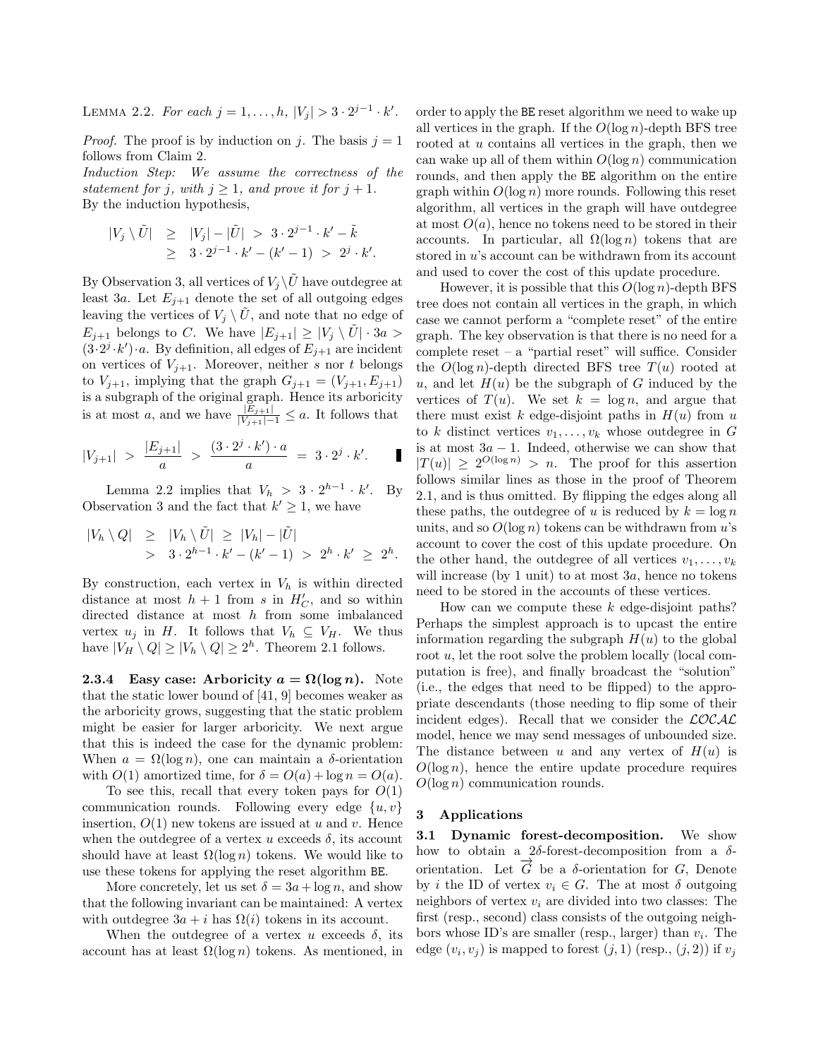LEMMA 2.2. *For each $j = 1, \ldots, h$, $|V_j| > 3 \cdot 2^{j-1} \cdot k'$.*

*Proof.* The proof is by induction on $j$. The basis $j = 1$ follows from Claim 2.

*Induction Step: We assume the correctness of the statement for $j$, with $j \geq 1$, and prove it for $j + 1$.*
By the induction hypothesis,

$$|V_j \setminus \tilde{U}| \geq |V_j| - |\tilde{U}| > 3 \cdot 2^{j-1} \cdot k' - \tilde{k} \geq 3 \cdot 2^{j-1} \cdot k' - (k' - 1) > 2^j \cdot k'.$$

By Observation 3, all vertices of $V_j \setminus \tilde{U}$ have outdegree at least $3a$. Let $E_{j+1}$ denote the set of all outgoing edges leaving the vertices of $V_j \setminus \tilde{U}$, and note that no edge of $E_{j+1}$ belongs to $C$. We have $|E_{j+1}| \geq |V_j \setminus \tilde{U}| \cdot 3a > (3 \cdot 2^j \cdot k') \cdot a$. By definition, all edges of $E_{j+1}$ are incident on vertices of $V_{j+1}$. Moreover, neither $s$ nor $t$ belongs to $V_{j+1}$, implying that the graph $G_{j+1} = (V_{j+1}, E_{j+1})$ is a subgraph of the original graph. Hence its arboricity is at most $a$, and we have $\frac{|E_{j+1}|}{|V_{j+1}|-1} \leq a$. It follows that

$$|V_{j+1}| > \frac{|E_{j+1}|}{a} > \frac{(3 \cdot 2^j \cdot k') \cdot a}{a} = 3 \cdot 2^j \cdot k'. \quad \blacksquare$$

Lemma 2.2 implies that $V_h > 3 \cdot 2^{h-1} \cdot k'$. By Observation 3 and the fact that $k' \geq 1$, we have

$$|V_h \setminus Q| \geq |V_h \setminus \tilde{U}| \geq |V_h| - |\tilde{U}| > 3 \cdot 2^{h-1} \cdot k' - (k' - 1) > 2^h \cdot k' \geq 2^h.$$

By construction, each vertex in $V_h$ is within directed distance at most $h + 1$ from $s$ in $H'_C$, and so within directed distance at most $h$ from some imbalanced vertex $u_j$ in $H$. It follows that $V_h \subseteq V_H$. We thus have $|V_H \setminus Q| \geq |V_h \setminus Q| \geq 2^h$. Theorem 2.1 follows.

**2.3.4 Easy case: Arboricity $a = \Omega(\log n)$.** Note that the static lower bound of [41, 9] becomes weaker as the arboricity grows, suggesting that the static problem might be easier for larger arboricity. We next argue that this is indeed the case for the dynamic problem: When $a = \Omega(\log n)$, one can maintain a $\delta$-orientation with $O(1)$ amortized time, for $\delta = O(a) + \log n = O(a)$.

To see this, recall that every token pays for $O(1)$ communication rounds. Following every edge $\{u, v\}$ insertion, $O(1)$ new tokens are issued at $u$ and $v$. Hence when the outdegree of a vertex $u$ exceeds $\delta$, its account should have at least $\Omega(\log n)$ tokens. We would like to use these tokens for applying the reset algorithm BE.

More concretely, let us set $\delta = 3a + \log n$, and show that the following invariant can be maintained: A vertex with outdegree $3a + i$ has $\Omega(i)$ tokens in its account.

When the outdegree of a vertex $u$ exceeds $\delta$, its account has at least $\Omega(\log n)$ tokens. As mentioned, in order to apply the BE reset algorithm we need to wake up all vertices in the graph. If the $O(\log n)$-depth BFS tree rooted at $u$ contains all vertices in the graph, then we can wake up all of them within $O(\log n)$ communication rounds, and then apply the BE algorithm on the entire graph within $O(\log n)$ more rounds. Following this reset algorithm, all vertices in the graph will have outdegree at most $O(a)$, hence no tokens need to be stored in their accounts. In particular, all $\Omega(\log n)$ tokens that are stored in $u$'s account can be withdrawn from its account and used to cover the cost of this update procedure.

However, it is possible that this $O(\log n)$-depth BFS tree does not contain all vertices in the graph, in which case we cannot perform a "complete reset" of the entire graph. The key observation is that there is no need for a complete reset – a "partial reset" will suffice. Consider the $O(\log n)$-depth directed BFS tree $T(u)$ rooted at $u$, and let $H(u)$ be the subgraph of $G$ induced by the vertices of $T(u)$. We set $k = \log n$, and argue that there must exist $k$ edge-disjoint paths in $H(u)$ from $u$ to $k$ distinct vertices $v_1, \ldots, v_k$ whose outdegree in $G$ is at most $3a - 1$. Indeed, otherwise we can show that $|T(u)| \geq 2^{O(\log n)} > n$. The proof for this assertion follows similar lines as those in the proof of Theorem 2.1, and is thus omitted. By flipping the edges along all these paths, the outdegree of $u$ is reduced by $k = \log n$ units, and so $O(\log n)$ tokens can be withdrawn from $u$'s account to cover the cost of this update procedure. On the other hand, the outdegree of all vertices $v_1, \ldots, v_k$ will increase (by 1 unit) to at most $3a$, hence no tokens need to be stored in the accounts of these vertices.

How can we compute these $k$ edge-disjoint paths? Perhaps the simplest approach is to upcast the entire information regarding the subgraph $H(u)$ to the global root $u$, let the root solve the problem locally (local computation is free), and finally broadcast the "solution" (i.e., the edges that need to be flipped) to the appropriate descendants (those needing to flip some of their incident edges). Recall that we consider the $\mathcal{LOCAL}$ model, hence we may send messages of unbounded size. The distance between $u$ and any vertex of $H(u)$ is $O(\log n)$, hence the entire update procedure requires $O(\log n)$ communication rounds.

## 3 Applications

**3.1 Dynamic forest-decomposition.** We show how to obtain a $2\delta$-forest-decomposition from a $\delta$-orientation. Let $\overrightarrow{G}$ be a $\delta$-orientation for $G$, Denote by $i$ the ID of vertex $v_i \in G$. The at most $\delta$ outgoing neighbors of vertex $v_i$ are divided into two classes: The first (resp., second) class consists of the outgoing neighbors whose ID's are smaller (resp., larger) than $v_i$. The edge $(v_i, v_j)$ is mapped to forest $(j, 1)$ (resp., $(j, 2)$) if $v_j$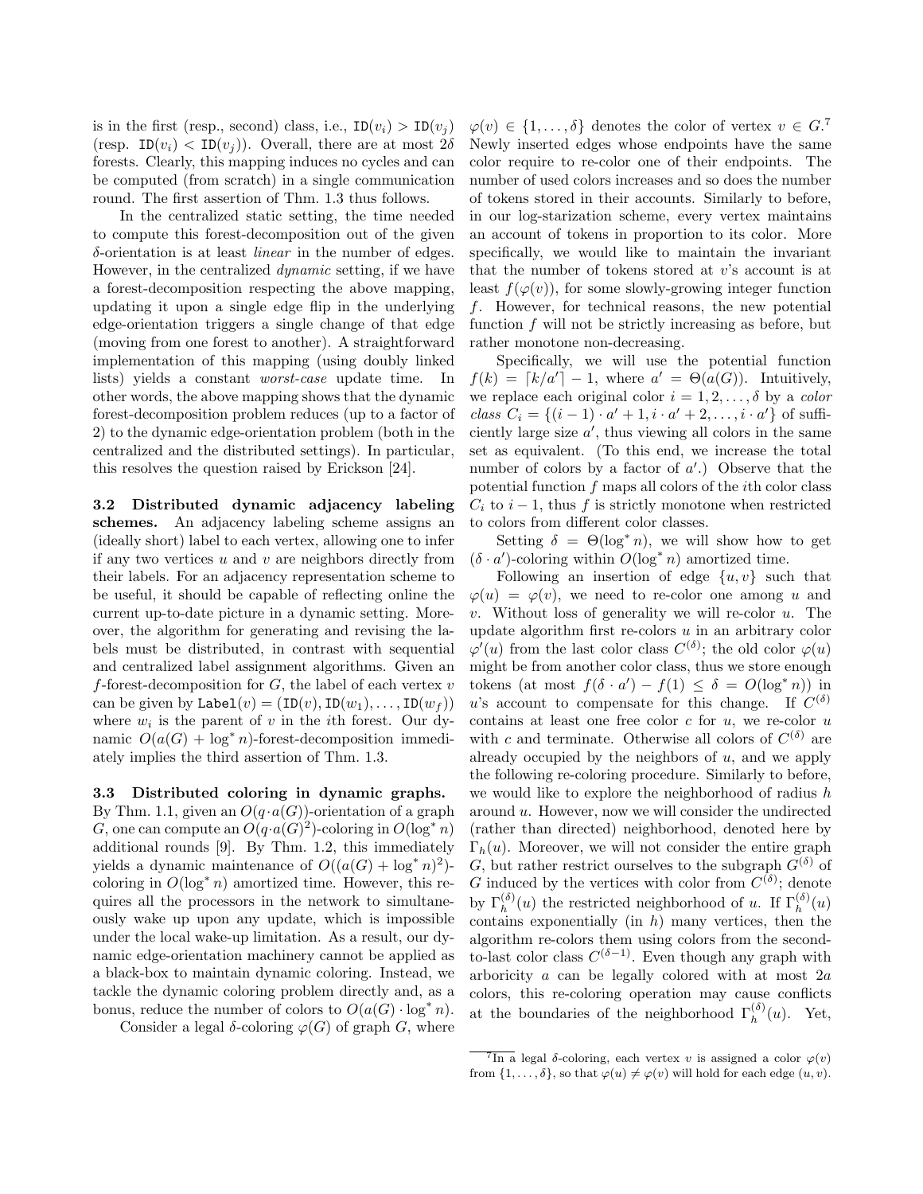is in the first (resp., second) class, i.e., $\texttt{ID}(v_i) > \texttt{ID}(v_j)$ (resp. $\texttt{ID}(v_i) < \texttt{ID}(v_j)$). Overall, there are at most $2\delta$ forests. Clearly, this mapping induces no cycles and can be computed (from scratch) in a single communication round. The first assertion of Thm. 1.3 thus follows.

In the centralized static setting, the time needed to compute this forest-decomposition out of the given $\delta$-orientation is at least *linear* in the number of edges. However, in the centralized *dynamic* setting, if we have a forest-decomposition respecting the above mapping, updating it upon a single edge flip in the underlying edge-orientation triggers a single change of that edge (moving from one forest to another). A straightforward implementation of this mapping (using doubly linked lists) yields a constant *worst-case* update time. In other words, the above mapping shows that the dynamic forest-decomposition problem reduces (up to a factor of 2) to the dynamic edge-orientation problem (both in the centralized and the distributed settings). In particular, this resolves the question raised by Erickson [24].

**3.2 Distributed dynamic adjacency labeling schemes.** An adjacency labeling scheme assigns an (ideally short) label to each vertex, allowing one to infer if any two vertices $u$ and $v$ are neighbors directly from their labels. For an adjacency representation scheme to be useful, it should be capable of reflecting online the current up-to-date picture in a dynamic setting. Moreover, the algorithm for generating and revising the labels must be distributed, in contrast with sequential and centralized label assignment algorithms. Given an $f$-forest-decomposition for $G$, the label of each vertex $v$ can be given by $\texttt{Label}(v) = (\texttt{ID}(v), \texttt{ID}(w_1), \ldots, \texttt{ID}(w_f))$ where $w_i$ is the parent of $v$ in the $i$th forest. Our dynamic $O(a(G) + \log^* n)$-forest-decomposition immediately implies the third assertion of Thm. 1.3.

**3.3 Distributed coloring in dynamic graphs.** By Thm. 1.1, given an $O(q \cdot a(G))$-orientation of a graph $G$, one can compute an $O(q \cdot a(G)^2)$-coloring in $O(\log^* n)$ additional rounds [9]. By Thm. 1.2, this immediately yields a dynamic maintenance of $O((a(G) + \log^* n)^2)$-coloring in $O(\log^* n)$ amortized time. However, this requires all the processors in the network to simultaneously wake up upon any update, which is impossible under the local wake-up limitation. As a result, our dynamic edge-orientation machinery cannot be applied as a black-box to maintain dynamic coloring. Instead, we tackle the dynamic coloring problem directly and, as a bonus, reduce the number of colors to $O(a(G) \cdot \log^* n)$.

Consider a legal $\delta$-coloring $\varphi(G)$ of graph $G$, where $\varphi(v) \in \{1, \ldots, \delta\}$ denotes the color of vertex $v \in G$.[7] Newly inserted edges whose endpoints have the same color require to re-color one of their endpoints. The number of used colors increases and so does the number of tokens stored in their accounts. Similarly to before, in our log-starization scheme, every vertex maintains an account of tokens in proportion to its color. More specifically, we would like to maintain the invariant that the number of tokens stored at $v$'s account is at least $f(\varphi(v))$, for some slowly-growing integer function $f$. However, for technical reasons, the new potential function $f$ will not be strictly increasing as before, but rather monotone non-decreasing.

Specifically, we will use the potential function $f(k) = \lceil k/a' \rceil - 1$, where $a' = \Theta(a(G))$. Intuitively, we replace each original color $i = 1, 2, \ldots, \delta$ by a *color class* $C_i = \{(i-1) \cdot a' + 1, i \cdot a' + 2, \ldots, i \cdot a'\}$ of sufficiently large size $a'$, thus viewing all colors in the same set as equivalent. (To this end, we increase the total number of colors by a factor of $a'$.) Observe that the potential function $f$ maps all colors of the $i$th color class $C_i$ to $i-1$, thus $f$ is strictly monotone when restricted to colors from different color classes.

Setting $\delta = \Theta(\log^* n)$, we will show how to get $(\delta \cdot a')$-coloring within $O(\log^* n)$ amortized time.

Following an insertion of edge $\{u, v\}$ such that $\varphi(u) = \varphi(v)$, we need to re-color one among $u$ and $v$. Without loss of generality we will re-color $u$. The update algorithm first re-colors $u$ in an arbitrary color $\varphi'(u)$ from the last color class $C^{(\delta)}$; the old color $\varphi(u)$ might be from another color class, thus we store enough tokens (at most $f(\delta \cdot a') - f(1) \leq \delta = O(\log^* n)$) in $u$'s account to compensate for this change. If $C^{(\delta)}$ contains at least one free color $c$ for $u$, we re-color $u$ with $c$ and terminate. Otherwise all colors of $C^{(\delta)}$ are already occupied by the neighbors of $u$, and we apply the following re-coloring procedure. Similarly to before, we would like to explore the neighborhood of radius $h$ around $u$. However, now we will consider the undirected (rather than directed) neighborhood, denoted here by $\Gamma_h(u)$. Moreover, we will not consider the entire graph $G$, but rather restrict ourselves to the subgraph $G^{(\delta)}$ of $G$ induced by the vertices with color from $C^{(\delta)}$; denote by $\Gamma_h^{(\delta)}(u)$ the restricted neighborhood of $u$. If $\Gamma_h^{(\delta)}(u)$ contains exponentially (in $h$) many vertices, then the algorithm re-colors them using colors from the second-to-last color class $C^{(\delta-1)}$. Even though any graph with arboricity $a$ can be legally colored with at most $2a$ colors, this re-coloring operation may cause conflicts at the boundaries of the neighborhood $\Gamma_h^{(\delta)}(u)$. Yet,

[7] In a legal $\delta$-coloring, each vertex $v$ is assigned a color $\varphi(v)$ from $\{1, \ldots, \delta\}$, so that $\varphi(u) \neq \varphi(v)$ will hold for each edge $(u, v)$.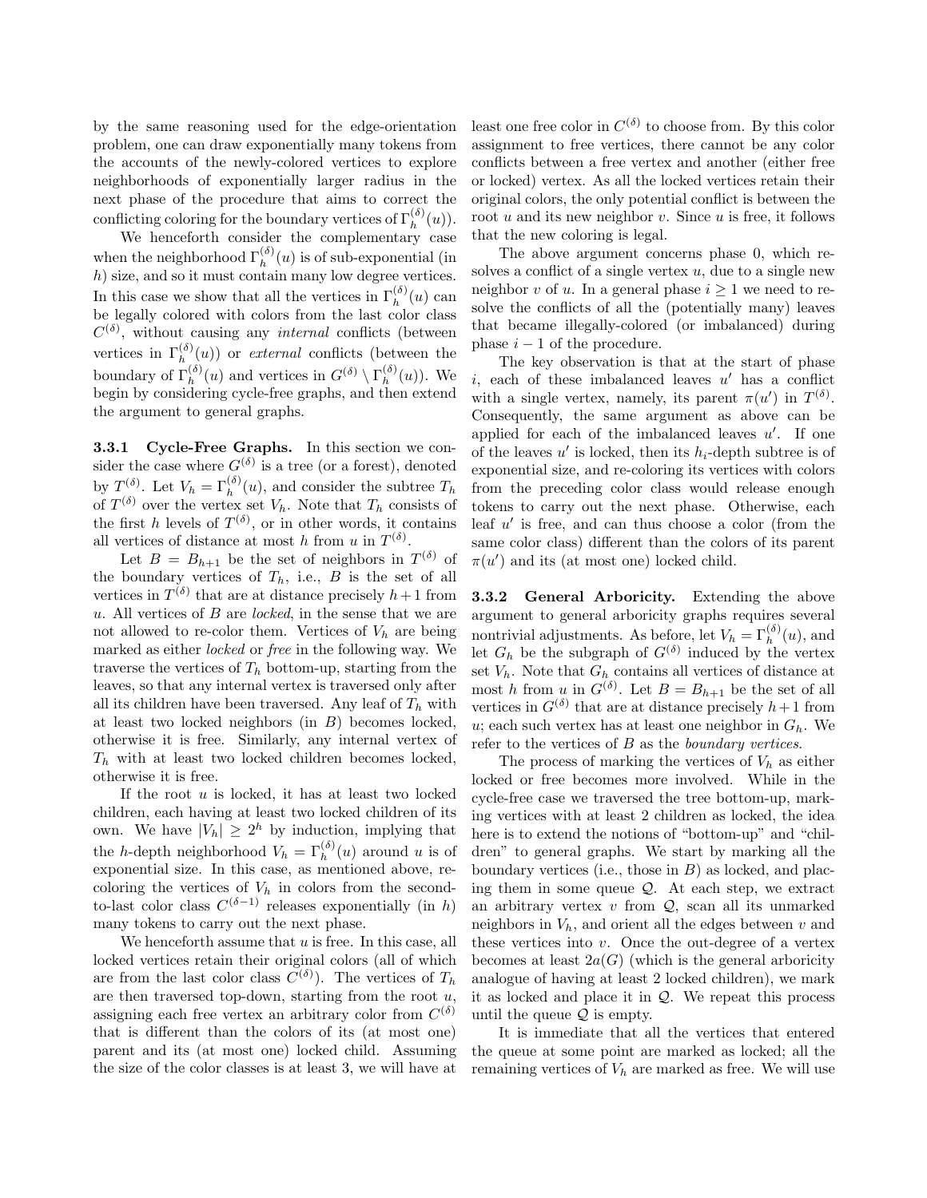by the same reasoning used for the edge-orientation problem, one can draw exponentially many tokens from the accounts of the newly-colored vertices to explore neighborhoods of exponentially larger radius in the next phase of the procedure that aims to correct the conflicting coloring for the boundary vertices of $\Gamma_h^{(\delta)}(u)$).

We henceforth consider the complementary case when the neighborhood $\Gamma_h^{(\delta)}(u)$ is of sub-exponential (in $h$) size, and so it must contain many low degree vertices. In this case we show that all the vertices in $\Gamma_h^{(\delta)}(u)$ can be legally colored with colors from the last color class $C^{(\delta)}$, without causing any *internal* conflicts (between vertices in $\Gamma_h^{(\delta)}(u)$) or *external* conflicts (between the boundary of $\Gamma_h^{(\delta)}(u)$ and vertices in $G^{(\delta)} \setminus \Gamma_h^{(\delta)}(u)$). We begin by considering cycle-free graphs, and then extend the argument to general graphs.

**3.3.1 Cycle-Free Graphs.** In this section we consider the case where $G^{(\delta)}$ is a tree (or a forest), denoted by $T^{(\delta)}$. Let $V_h = \Gamma_h^{(\delta)}(u)$, and consider the subtree $T_h$ of $T^{(\delta)}$ over the vertex set $V_h$. Note that $T_h$ consists of the first $h$ levels of $T^{(\delta)}$, or in other words, it contains all vertices of distance at most $h$ from $u$ in $T^{(\delta)}$.

Let $B = B_{h+1}$ be the set of neighbors in $T^{(\delta)}$ of the boundary vertices of $T_h$, i.e., $B$ is the set of all vertices in $T^{(\delta)}$ that are at distance precisely $h+1$ from $u$. All vertices of $B$ are *locked*, in the sense that we are not allowed to re-color them. Vertices of $V_h$ are being marked as either *locked* or *free* in the following way. We traverse the vertices of $T_h$ bottom-up, starting from the leaves, so that any internal vertex is traversed only after all its children have been traversed. Any leaf of $T_h$ with at least two locked neighbors (in $B$) becomes locked, otherwise it is free. Similarly, any internal vertex of $T_h$ with at least two locked children becomes locked, otherwise it is free.

If the root $u$ is locked, it has at least two locked children, each having at least two locked children of its own. We have $|V_h| \geq 2^h$ by induction, implying that the $h$-depth neighborhood $V_h = \Gamma_h^{(\delta)}(u)$ around $u$ is of exponential size. In this case, as mentioned above, re-coloring the vertices of $V_h$ in colors from the second-to-last color class $C^{(\delta-1)}$ releases exponentially (in $h$) many tokens to carry out the next phase.

We henceforth assume that $u$ is free. In this case, all locked vertices retain their original colors (all of which are from the last color class $C^{(\delta)}$). The vertices of $T_h$ are then traversed top-down, starting from the root $u$, assigning each free vertex an arbitrary color from $C^{(\delta)}$ that is different than the colors of its (at most one) parent and its (at most one) locked child. Assuming the size of the color classes is at least 3, we will have at least one free color in $C^{(\delta)}$ to choose from. By this color assignment to free vertices, there cannot be any color conflicts between a free vertex and another (either free or locked) vertex. As all the locked vertices retain their original colors, the only potential conflict is between the root $u$ and its new neighbor $v$. Since $u$ is free, it follows that the new coloring is legal.

The above argument concerns phase 0, which resolves a conflict of a single vertex $u$, due to a single new neighbor $v$ of $u$. In a general phase $i \geq 1$ we need to resolve the conflicts of all the (potentially many) leaves that became illegally-colored (or imbalanced) during phase $i-1$ of the procedure.

The key observation is that at the start of phase $i$, each of these imbalanced leaves $u'$ has a conflict with a single vertex, namely, its parent $\pi(u')$ in $T^{(\delta)}$. Consequently, the same argument as above can be applied for each of the imbalanced leaves $u'$. If one of the leaves $u'$ is locked, then its $h_i$-depth subtree is of exponential size, and re-coloring its vertices with colors from the preceding color class would release enough tokens to carry out the next phase. Otherwise, each leaf $u'$ is free, and can thus choose a color (from the same color class) different than the colors of its parent $\pi(u')$ and its (at most one) locked child.

**3.3.2 General Arboricity.** Extending the above argument to general arboricity graphs requires several nontrivial adjustments. As before, let $V_h = \Gamma_h^{(\delta)}(u)$, and let $G_h$ be the subgraph of $G^{(\delta)}$ induced by the vertex set $V_h$. Note that $G_h$ contains all vertices of distance at most $h$ from $u$ in $G^{(\delta)}$. Let $B = B_{h+1}$ be the set of all vertices in $G^{(\delta)}$ that are at distance precisely $h+1$ from $u$; each such vertex has at least one neighbor in $G_h$. We refer to the vertices of $B$ as the *boundary vertices*.

The process of marking the vertices of $V_h$ as either locked or free becomes more involved. While in the cycle-free case we traversed the tree bottom-up, marking vertices with at least 2 children as locked, the idea here is to extend the notions of "bottom-up" and "children" to general graphs. We start by marking all the boundary vertices (i.e., those in $B$) as locked, and placing them in some queue $\mathcal{Q}$. At each step, we extract an arbitrary vertex $v$ from $\mathcal{Q}$, scan all its unmarked neighbors in $V_h$, and orient all the edges between $v$ and these vertices into $v$. Once the out-degree of a vertex becomes at least $2a(G)$ (which is the general arboricity analogue of having at least 2 locked children), we mark it as locked and place it in $\mathcal{Q}$. We repeat this process until the queue $\mathcal{Q}$ is empty.

It is immediate that all the vertices that entered the queue at some point are marked as locked; all the remaining vertices of $V_h$ are marked as free. We will use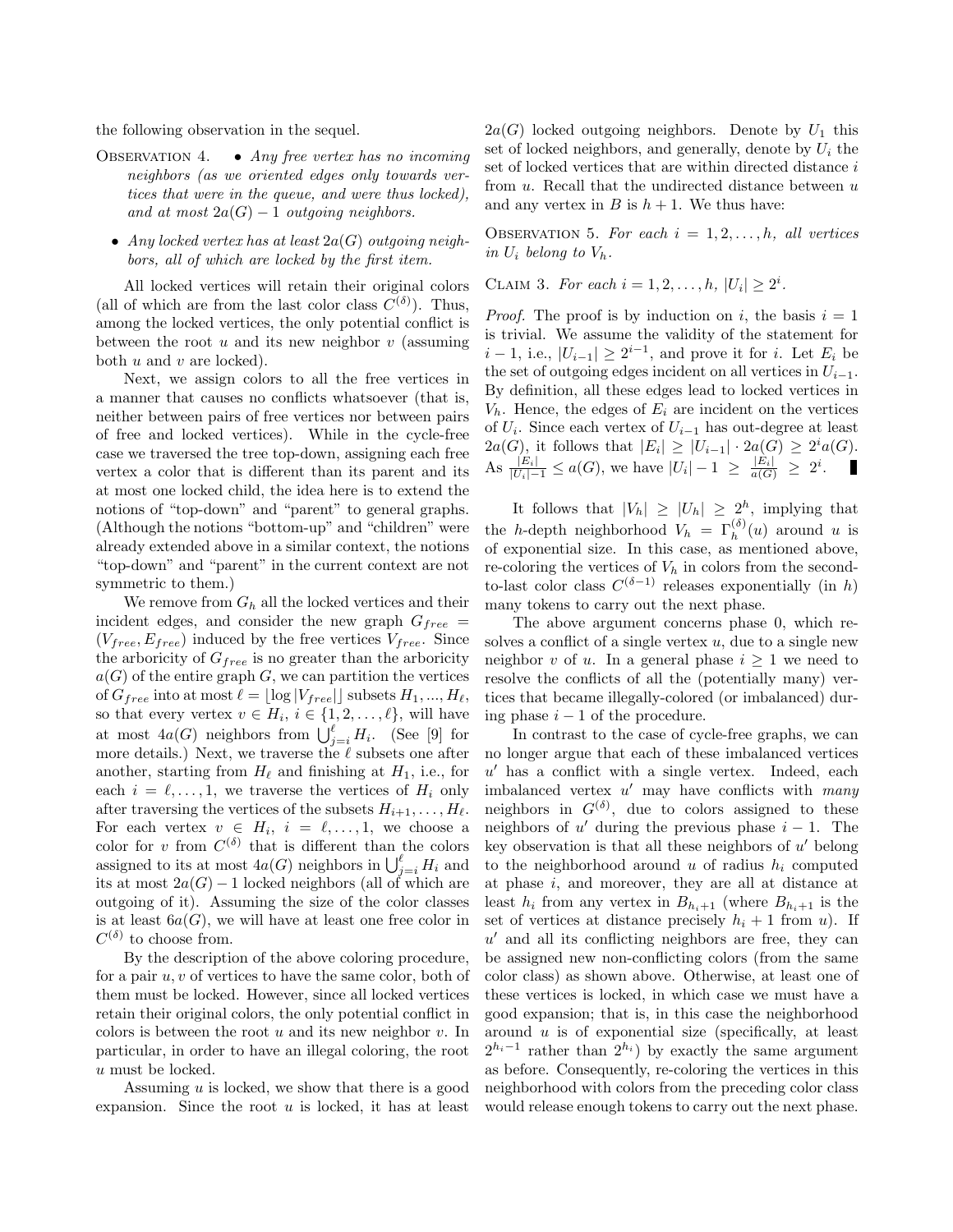the following observation in the sequel.

OBSERVATION 4.

- *Any free vertex has no incoming neighbors (as we oriented edges only towards vertices that were in the queue, and were thus locked), and at most $2a(G) - 1$ outgoing neighbors.*
- *Any locked vertex has at least $2a(G)$ outgoing neighbors, all of which are locked by the first item.*

All locked vertices will retain their original colors (all of which are from the last color class $C^{(\delta)}$). Thus, among the locked vertices, the only potential conflict is between the root $u$ and its new neighbor $v$ (assuming both $u$ and $v$ are locked).

Next, we assign colors to all the free vertices in a manner that causes no conflicts whatsoever (that is, neither between pairs of free vertices nor between pairs of free and locked vertices). While in the cycle-free case we traversed the tree top-down, assigning each free vertex a color that is different than its parent and its at most one locked child, the idea here is to extend the notions of "top-down" and "parent" to general graphs. (Although the notions "bottom-up" and "children" were already extended above in a similar context, the notions "top-down" and "parent" in the current context are not symmetric to them.)

We remove from $G_h$ all the locked vertices and their incident edges, and consider the new graph $G_{free} = (V_{free}, E_{free})$ induced by the free vertices $V_{free}$. Since the arboricity of $G_{free}$ is no greater than the arboricity $a(G)$ of the entire graph $G$, we can partition the vertices of $G_{free}$ into at most $\ell = \lfloor \log |V_{free}| \rfloor$ subsets $H_1, ..., H_\ell$, so that every vertex $v \in H_i$, $i \in \{1, 2, \ldots, \ell\}$, will have at most $4a(G)$ neighbors from $\bigcup_{j=i}^{\ell} H_i$. (See [9] for more details.) Next, we traverse the $\ell$ subsets one after another, starting from $H_\ell$ and finishing at $H_1$, i.e., for each $i = \ell, \ldots, 1$, we traverse the vertices of $H_i$ only after traversing the vertices of the subsets $H_{i+1}, \ldots, H_\ell$. For each vertex $v \in H_i$, $i = \ell, \ldots, 1$, we choose a color for $v$ from $C^{(\delta)}$ that is different than the colors assigned to its at most $4a(G)$ neighbors in $\bigcup_{j=i}^{\ell} H_i$ and its at most $2a(G) - 1$ locked neighbors (all of which are outgoing of it). Assuming the size of the color classes is at least $6a(G)$, we will have at least one free color in $C^{(\delta)}$ to choose from.

By the description of the above coloring procedure, for a pair $u, v$ of vertices to have the same color, both of them must be locked. However, since all locked vertices retain their original colors, the only potential conflict in colors is between the root $u$ and its new neighbor $v$. In particular, in order to have an illegal coloring, the root $u$ must be locked.

Assuming $u$ is locked, we show that there is a good expansion. Since the root $u$ is locked, it has at least $2a(G)$ locked outgoing neighbors. Denote by $U_1$ this set of locked neighbors, and generally, denote by $U_i$ the set of locked vertices that are within directed distance $i$ from $u$. Recall that the undirected distance between $u$ and any vertex in $B$ is $h + 1$. We thus have:

OBSERVATION 5. *For each $i = 1, 2, \ldots, h$, all vertices in $U_i$ belong to $V_h$.*

CLAIM 3. *For each $i = 1, 2, \ldots, h$, $|U_i| \geq 2^i$.*

*Proof.* The proof is by induction on $i$, the basis $i = 1$ is trivial. We assume the validity of the statement for $i - 1$, i.e., $|U_{i-1}| \geq 2^{i-1}$, and prove it for $i$. Let $E_i$ be the set of outgoing edges incident on all vertices in $U_{i-1}$. By definition, all these edges lead to locked vertices in $V_h$. Hence, the edges of $E_i$ are incident on the vertices of $U_i$. Since each vertex of $U_{i-1}$ has out-degree at least $2a(G)$, it follows that $|E_i| \geq |U_{i-1}| \cdot 2a(G) \geq 2^i a(G)$. As $\frac{|E_i|}{|U_i|-1} \leq a(G)$, we have $|U_i| - 1 \geq \frac{|E_i|}{a(G)} \geq 2^i$. ∎

It follows that $|V_h| \geq |U_h| \geq 2^h$, implying that the $h$-depth neighborhood $V_h = \Gamma_h^{(\delta)}(u)$ around $u$ is of exponential size. In this case, as mentioned above, re-coloring the vertices of $V_h$ in colors from the second-to-last color class $C^{(\delta-1)}$ releases exponentially (in $h$) many tokens to carry out the next phase.

The above argument concerns phase 0, which resolves a conflict of a single vertex $u$, due to a single new neighbor $v$ of $u$. In a general phase $i \geq 1$ we need to resolve the conflicts of all the (potentially many) vertices that became illegally-colored (or imbalanced) during phase $i - 1$ of the procedure.

In contrast to the case of cycle-free graphs, we can no longer argue that each of these imbalanced vertices $u'$ has a conflict with a single vertex. Indeed, each imbalanced vertex $u'$ may have conflicts with *many* neighbors in $G^{(\delta)}$, due to colors assigned to these neighbors of $u'$ during the previous phase $i - 1$. The key observation is that all these neighbors of $u'$ belong to the neighborhood around $u$ of radius $h_i$ computed at phase $i$, and moreover, they are all at distance at least $h_i$ from any vertex in $B_{h_i+1}$ (where $B_{h_i+1}$ is the set of vertices at distance precisely $h_i + 1$ from $u$). If $u'$ and all its conflicting neighbors are free, they can be assigned new non-conflicting colors (from the same color class) as shown above. Otherwise, at least one of these vertices is locked, in which case we must have a good expansion; that is, in this case the neighborhood around $u$ is of exponential size (specifically, at least $2^{h_i - 1}$ rather than $2^{h_i}$) by exactly the same argument as before. Consequently, re-coloring the vertices in this neighborhood with colors from the preceding color class would release enough tokens to carry out the next phase.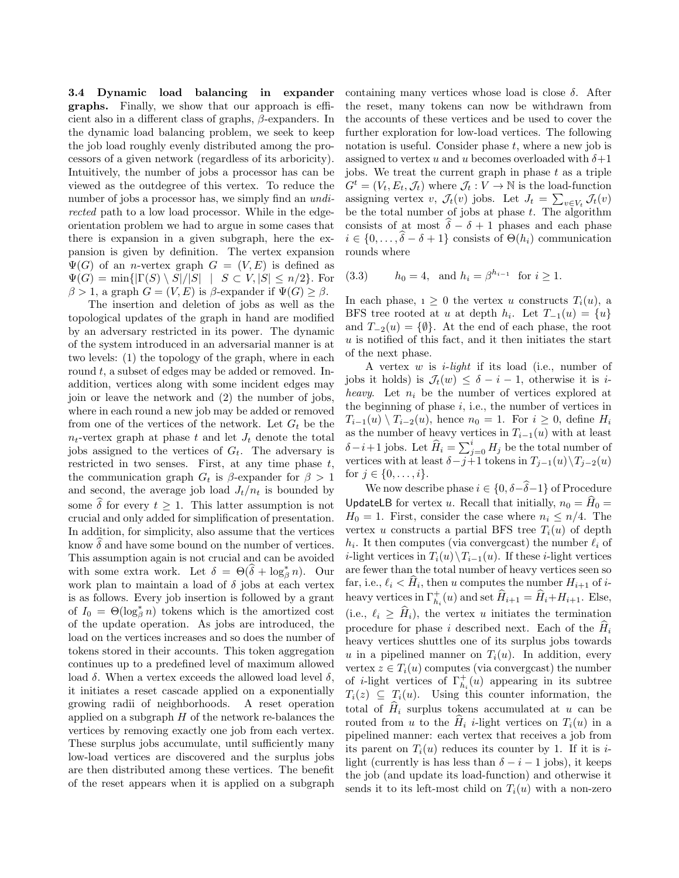**3.4 Dynamic load balancing in expander graphs.** Finally, we show that our approach is efficient also in a different class of graphs, $\beta$-expanders. In the dynamic load balancing problem, we seek to keep the job load roughly evenly distributed among the processors of a given network (regardless of its arboricity). Intuitively, the number of jobs a processor has can be viewed as the outdegree of this vertex. To reduce the number of jobs a processor has, we simply find an *undirected* path to a low load processor. While in the edge-orientation problem we had to argue in some cases that there is expansion in a given subgraph, here the expansion is given by definition. The vertex expansion $\Psi(G)$ of an $n$-vertex graph $G = (V, E)$ is defined as $\Psi(G) = \min\{|\Gamma(S) \setminus S|/|S| \mid S \subset V, |S| \leq n/2\}$. For $\beta > 1$, a graph $G = (V, E)$ is $\beta$-expander if $\Psi(G) \geq \beta$.

The insertion and deletion of jobs as well as the topological updates of the graph in hand are modified by an adversary restricted in its power. The dynamic of the system introduced in an adversarial manner is at two levels: (1) the topology of the graph, where in each round $t$, a subset of edges may be added or removed. In-addition, vertices along with some incident edges may join or leave the network and (2) the number of jobs, where in each round a new job may be added or removed from one of the vertices of the network. Let $G_t$ be the $n_t$-vertex graph at phase $t$ and let $J_t$ denote the total jobs assigned to the vertices of $G_t$. The adversary is restricted in two senses. First, at any time phase $t$, the communication graph $G_t$ is $\beta$-expander for $\beta > 1$ and second, the average job load $J_t/n_t$ is bounded by some $\widehat{\delta}$ for every $t \geq 1$. This latter assumption is not crucial and only added for simplification of presentation. In addition, for simplicity, also assume that the vertices know $\widehat{\delta}$ and have some bound on the number of vertices. This assumption again is not crucial and can be avoided with some extra work. Let $\delta = \Theta(\widehat{\delta} + \log^*_\beta n)$. Our work plan to maintain a load of $\delta$ jobs at each vertex is as follows. Every job insertion is followed by a grant of $I_0 = \Theta(\log^*_\beta n)$ tokens which is the amortized cost of the update operation. As jobs are introduced, the load on the vertices increases and so does the number of tokens stored in their accounts. This token aggregation continues up to a predefined level of maximum allowed load $\delta$. When a vertex exceeds the allowed load level $\delta$, it initiates a reset cascade applied on a exponentially growing radii of neighborhoods. A reset operation applied on a subgraph $H$ of the network re-balances the vertices by removing exactly one job from each vertex. These surplus jobs accumulate, until sufficiently many low-load vertices are discovered and the surplus jobs are then distributed among these vertices. The benefit of the reset appears when it is applied on a subgraph containing many vertices whose load is close $\delta$. After the reset, many tokens can now be withdrawn from the accounts of these vertices and be used to cover the further exploration for low-load vertices. The following notation is useful. Consider phase $t$, where a new job is assigned to vertex $u$ and $u$ becomes overloaded with $\delta+1$ jobs. We treat the current graph in phase $t$ as a triple $G^t = (V_t, E_t, \mathcal{J}_t)$ where $\mathcal{J}_t : V \to \mathbb{N}$ is the load-function assigning vertex $v$, $\mathcal{J}_t(v)$ jobs. Let $J_t = \sum_{v \in V_t} \mathcal{J}_t(v)$ be the total number of jobs at phase $t$. The algorithm consists of at most $\widehat{\delta} - \delta + 1$ phases and each phase $i \in \{0, \ldots, \widehat{\delta} - \delta + 1\}$ consists of $\Theta(h_i)$ communication rounds where

$$h_0 = 4, \text{ and } h_i = \beta^{h_{i-1}} \text{ for } i \geq 1. \tag{3.3}$$

In each phase, $\imath \geq 0$ the vertex $u$ constructs $T_i(u)$, a BFS tree rooted at $u$ at depth $h_i$. Let $T_{-1}(u) = \{u\}$ and $T_{-2}(u) = \{\emptyset\}$. At the end of each phase, the root $u$ is notified of this fact, and it then initiates the start of the next phase.

A vertex $w$ is *$i$-light* if its load (i.e., number of jobs it holds) is $\mathcal{J}_t(w) \leq \delta - i - 1$, otherwise it is *$i$-heavy*. Let $n_i$ be the number of vertices explored at the beginning of phase $i$, i.e., the number of vertices in $T_{i-1}(u) \setminus T_{i-2}(u)$, hence $n_0 = 1$. For $i \geq 0$, define $H_i$ as the number of heavy vertices in $T_{i-1}(u)$ with at least $\delta - i + 1$ jobs. Let $\widehat{H}_i = \sum_{j=0}^{i} H_j$ be the total number of vertices with at least $\delta - j + 1$ tokens in $T_{j-1}(u) \setminus T_{j-2}(u)$ for $j \in \{0, \ldots, i\}$.

We now describe phase $i \in \{0, \delta - \widehat{\delta} - 1\}$ of Procedure UpdateLB for vertex $u$. Recall that initially, $n_0 = \widehat{H}_0 = H_0 = 1$. First, consider the case where $n_i \leq n/4$. The vertex $u$ constructs a partial BFS tree $T_i(u)$ of depth $h_i$. It then computes (via convergcast) the number $\ell_i$ of $i$-light vertices in $T_i(u) \setminus T_{i-1}(u)$. If these $i$-light vertices are fewer than the total number of heavy vertices seen so far, i.e., $\ell_i < \widehat{H}_i$, then $u$ computes the number $H_{i+1}$ of $i$-heavy vertices in $\Gamma^+_{h_i}(u)$ and set $\widehat{H}_{i+1} = \widehat{H}_i + H_{i+1}$. Else, (i.e., $\ell_i \geq \widehat{H}_i$), the vertex $u$ initiates the termination procedure for phase $i$ described next. Each of the $\widehat{H}_i$ heavy vertices shuttles one of its surplus jobs towards $u$ in a pipelined manner on $T_i(u)$. In addition, every vertex $z \in T_i(u)$ computes (via convergcast) the number of $i$-light vertices of $\Gamma^+_{h_i}(u)$ appearing in its subtree $T_i(z) \subseteq T_i(u)$. Using this counter information, the total of $\widehat{H}_i$ surplus tokens accumulated at $u$ can be routed from $u$ to the $\widehat{H}_i$ $i$-light vertices on $T_i(u)$ in a pipelined manner: each vertex that receives a job from its parent on $T_i(u)$ reduces its counter by 1. If it is $i$-light (currently is has less than $\delta - i - 1$ jobs), it keeps the job (and update its load-function) and otherwise it sends it to its left-most child on $T_i(u)$ with a non-zero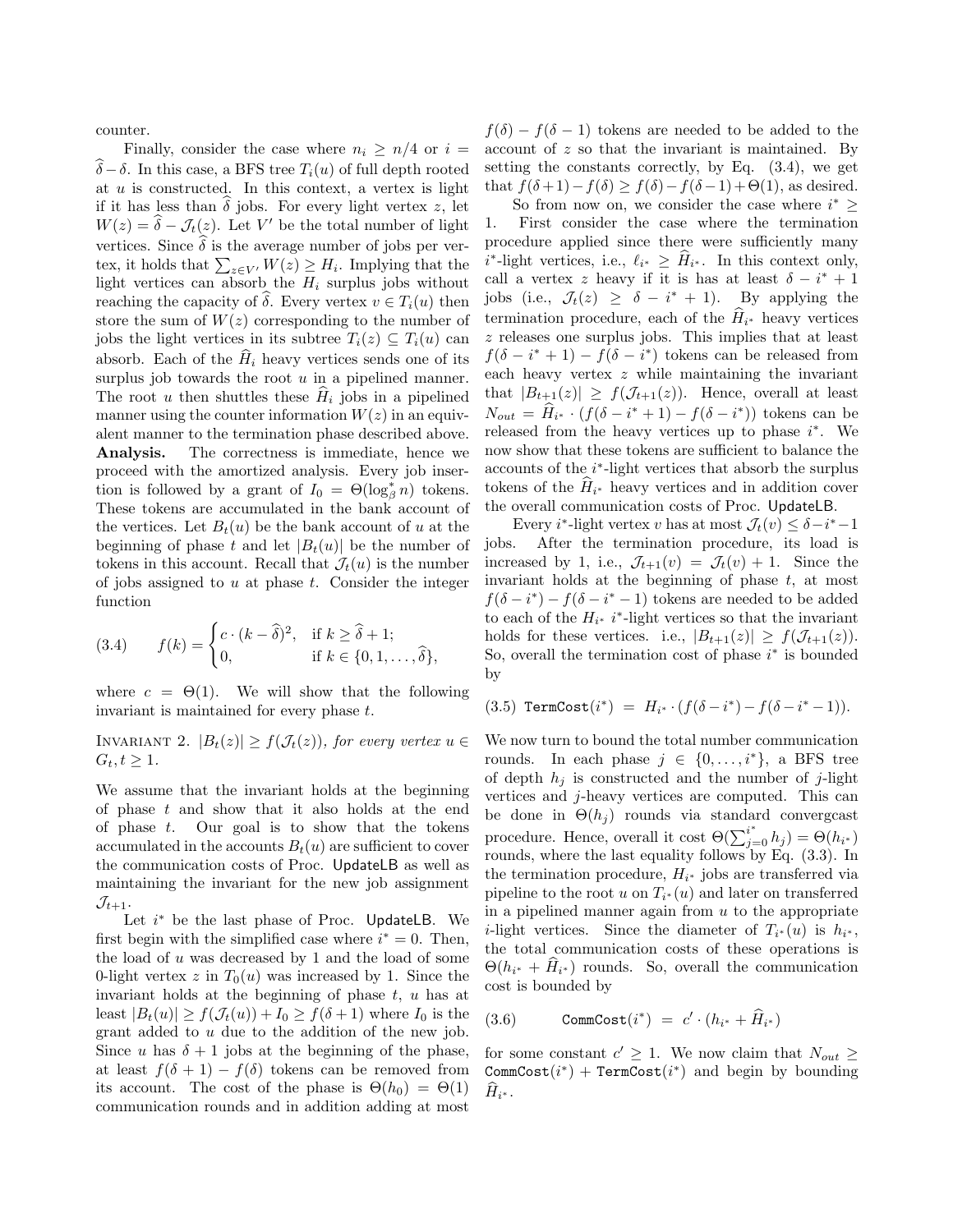counter.

Finally, consider the case where $n_i \geq n/4$ or $i = \widehat{\delta} - \delta$. In this case, a BFS tree $T_i(u)$ of full depth rooted at $u$ is constructed. In this context, a vertex is light if it has less than $\widehat{\delta}$ jobs. For every light vertex $z$, let $W(z) = \widehat{\delta} - \mathcal{J}_t(z)$. Let $V'$ be the total number of light vertices. Since $\widehat{\delta}$ is the average number of jobs per vertex, it holds that $\sum_{z \in V'} W(z) \geq H_i$. Implying that the light vertices can absorb the $H_i$ surplus jobs without reaching the capacity of $\widehat{\delta}$. Every vertex $v \in T_i(u)$ then store the sum of $W(z)$ corresponding to the number of jobs the light vertices in its subtree $T_i(z) \subseteq T_i(u)$ can absorb. Each of the $\widehat{H}_i$ heavy vertices sends one of its surplus job towards the root $u$ in a pipelined manner. The root $u$ then shuttles these $\widehat{H}_i$ jobs in a pipelined manner using the counter information $W(z)$ in an equivalent manner to the termination phase described above.

**Analysis.** The correctness is immediate, hence we proceed with the amortized analysis. Every job insertion is followed by a grant of $I_0 = \Theta(\log^*_\beta n)$ tokens. These tokens are accumulated in the bank account of the vertices. Let $B_t(u)$ be the bank account of $u$ at the beginning of phase $t$ and let $|B_t(u)|$ be the number of tokens in this account. Recall that $\mathcal{J}_t(u)$ is the number of jobs assigned to $u$ at phase $t$. Consider the integer function

$$f(k) = \begin{cases} c \cdot (k - \widehat{\delta})^2, & \text{if } k \geq \widehat{\delta} + 1; \\ 0, & \text{if } k \in \{0, 1, \ldots, \widehat{\delta}\}, \end{cases} \tag{3.4}$$

where $c = \Theta(1)$. We will show that the following invariant is maintained for every phase $t$.

Invariant 2. *$|B_t(z)| \geq f(\mathcal{J}_t(z))$, for every vertex $u \in G_t, t \geq 1$.*

We assume that the invariant holds at the beginning of phase $t$ and show that it also holds at the end of phase $t$. Our goal is to show that the tokens accumulated in the accounts $B_t(u)$ are sufficient to cover the communication costs of Proc. UpdateLB as well as maintaining the invariant for the new job assignment $\mathcal{J}_{t+1}$.

Let $i^*$ be the last phase of Proc. UpdateLB. We first begin with the simplified case where $i^* = 0$. Then, the load of $u$ was decreased by 1 and the load of some 0-light vertex $z$ in $T_0(u)$ was increased by 1. Since the invariant holds at the beginning of phase $t$, $u$ has at least $|B_t(u)| \geq f(\mathcal{J}_t(u)) + I_0 \geq f(\delta+1)$ where $I_0$ is the grant added to $u$ due to the addition of the new job. Since $u$ has $\delta + 1$ jobs at the beginning of the phase, at least $f(\delta+1) - f(\delta)$ tokens can be removed from its account. The cost of the phase is $\Theta(h_0) = \Theta(1)$ communication rounds and in addition adding at most $f(\delta) - f(\delta - 1)$ tokens are needed to be added to the account of $z$ so that the invariant is maintained. By setting the constants correctly, by Eq. (3.4), we get that $f(\delta+1) - f(\delta) \geq f(\delta) - f(\delta-1) + \Theta(1)$, as desired.

So from now on, we consider the case where $i^* \geq 1$. First consider the case where the termination procedure applied since there were sufficiently many $i^*$-light vertices, i.e., $\ell_{i^*} \geq \widehat{H}_{i^*}$. In this context only, call a vertex $z$ heavy if it is has at least $\delta - i^* + 1$ jobs (i.e., $\mathcal{J}_t(z) \geq \delta - i^* + 1$). By applying the termination procedure, each of the $\widehat{H}_{i^*}$ heavy vertices $z$ releases one surplus jobs. This implies that at least $f(\delta - i^* + 1) - f(\delta - i^*)$ tokens can be released from each heavy vertex $z$ while maintaining the invariant that $|B_{t+1}(z)| \geq f(\mathcal{J}_{t+1}(z))$. Hence, overall at least $N_{out} = \widehat{H}_{i^*} \cdot (f(\delta - i^* + 1) - f(\delta - i^*))$ tokens can be released from the heavy vertices up to phase $i^*$. We now show that these tokens are sufficient to balance the accounts of the $i^*$-light vertices that absorb the surplus tokens of the $\widehat{H}_{i^*}$ heavy vertices and in addition cover the overall communication costs of Proc. UpdateLB.

Every $i^*$-light vertex $v$ has at most $\mathcal{J}_t(v) \leq \delta - i^* - 1$ jobs. After the termination procedure, its load is increased by 1, i.e., $\mathcal{J}_{t+1}(v) = \mathcal{J}_t(v) + 1$. Since the invariant holds at the beginning of phase $t$, at most $f(\delta - i^*) - f(\delta - i^* - 1)$ tokens are needed to be added to each of the $H_{i^*}$ $i^*$-light vertices so that the invariant holds for these vertices. i.e., $|B_{t+1}(z)| \geq f(\mathcal{J}_{t+1}(z))$. So, overall the termination cost of phase $i^*$ is bounded by

$$\texttt{TermCost}(i^*) \ = \ H_{i^*} \cdot (f(\delta - i^*) - f(\delta - i^* - 1)). \tag{3.5}$$

We now turn to bound the total number communication rounds. In each phase $j \in \{0, \ldots, i^*\}$, a BFS tree of depth $h_j$ is constructed and the number of $j$-light vertices and $j$-heavy vertices are computed. This can be done in $\Theta(h_j)$ rounds via standard convergcast procedure. Hence, overall it cost $\Theta(\sum_{j=0}^{i^*} h_j) = \Theta(h_{i^*})$ rounds, where the last equality follows by Eq. (3.3). In the termination procedure, $H_{i^*}$ jobs are transferred via pipeline to the root $u$ on $T_{i^*}(u)$ and later on transferred in a pipelined manner again from $u$ to the appropriate $i$-light vertices. Since the diameter of $T_{i^*}(u)$ is $h_{i^*}$, the total communication costs of these operations is $\Theta(h_{i^*} + \widehat{H}_{i^*})$ rounds. So, overall the communication cost is bounded by

$$\texttt{CommCost}(i^*) \ = \ c' \cdot (h_{i^*} + \widehat{H}_{i^*}) \tag{3.6}$$

for some constant $c' \geq 1$. We now claim that $N_{out} \geq \texttt{CommCost}(i^*) + \texttt{TermCost}(i^*)$ and begin by bounding $\widehat{H}_{i^*}$.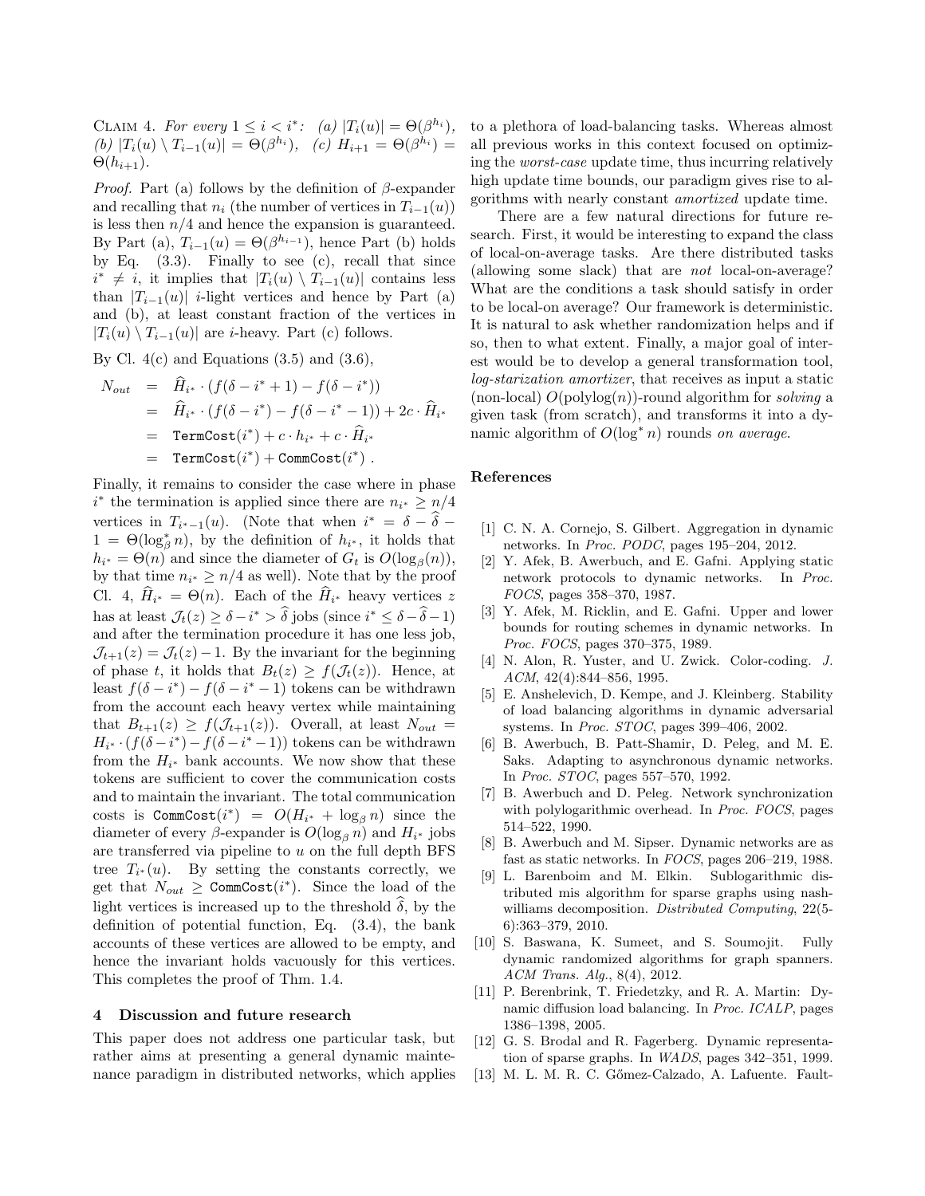CLAIM 4. *For every* $1 \le i < i^*$: *(a)* $|T_i(u)| = \Theta(\beta^{h_i})$, *(b)* $|T_i(u) \setminus T_{i-1}(u)| = \Theta(\beta^{h_i})$, *(c)* $H_{i+1} = \Theta(\beta^{h_i}) = \Theta(h_{i+1})$.

*Proof.* Part (a) follows by the definition of $\beta$-expander and recalling that $n_i$ (the number of vertices in $T_{i-1}(u)$) is less then $n/4$ and hence the expansion is guaranteed. By Part (a), $T_{i-1}(u) = \Theta(\beta^{h_{i-1}})$, hence Part (b) holds by Eq. (3.3). Finally to see (c), recall that since $i^* \ne i$, it implies that $|T_i(u) \setminus T_{i-1}(u)|$ contains less than $|T_{i-1}(u)|$ $i$-light vertices and hence by Part (a) and (b), at least constant fraction of the vertices in $|T_i(u) \setminus T_{i-1}(u)|$ are $i$-heavy. Part (c) follows.

By Cl. 4(c) and Equations (3.5) and (3.6),

$$
\begin{aligned}
N_{out} &= \widehat{H}_{i^*} \cdot (f(\delta - i^* + 1) - f(\delta - i^*)) \\
&= \widehat{H}_{i^*} \cdot (f(\delta - i^*) - f(\delta - i^* - 1)) + 2c \cdot \widehat{H}_{i^*} \\
&= \texttt{TermCost}(i^*) + c \cdot h_{i^*} + c \cdot \widehat{H}_{i^*} \\
&= \texttt{TermCost}(i^*) + \texttt{CommCost}(i^*) \ .
\end{aligned}
$$

Finally, it remains to consider the case where in phase $i^*$ the termination is applied since there are $n_{i^*} \ge n/4$ vertices in $T_{i^*-1}(u)$. (Note that when $i^* = \delta - \widehat{\delta} - 1 = \Theta(\log^*_\beta n)$, by the definition of $h_{i^*}$, it holds that $h_{i^*} = \Theta(n)$ and since the diameter of $G_t$ is $O(\log_\beta(n))$, by that time $n_{i^*} \ge n/4$ as well). Note that by the proof Cl. 4, $\widehat{H}_{i^*} = \Theta(n)$. Each of the $\widehat{H}_{i^*}$ heavy vertices $z$ has at least $\mathcal{J}_t(z) \ge \delta - i^* > \widehat{\delta}$ jobs (since $i^* \le \delta - \widehat{\delta} - 1$) and after the termination procedure it has one less job, $\mathcal{J}_{t+1}(z) = \mathcal{J}_t(z) - 1$. By the invariant for the beginning of phase $t$, it holds that $B_t(z) \ge f(\mathcal{J}_t(z))$. Hence, at least $f(\delta - i^*) - f(\delta - i^* - 1)$ tokens can be withdrawn from the account each heavy vertex while maintaining that $B_{t+1}(z) \ge f(\mathcal{J}_{t+1}(z))$. Overall, at least $N_{out} = H_{i^*} \cdot (f(\delta - i^*) - f(\delta - i^* - 1))$ tokens can be withdrawn from the $H_{i^*}$ bank accounts. We now show that these tokens are sufficient to cover the communication costs and to maintain the invariant. The total communication costs is $\texttt{CommCost}(i^*) = O(H_{i^*} + \log_\beta n)$ since the diameter of every $\beta$-expander is $O(\log_\beta n)$ and $H_{i^*}$ jobs are transferred via pipeline to $u$ on the full depth BFS tree $T_{i^*}(u)$. By setting the constants correctly, we get that $N_{out} \ge \texttt{CommCost}(i^*)$. Since the load of the light vertices is increased up to the threshold $\widehat{\delta}$, by the definition of potential function, Eq. (3.4), the bank accounts of these vertices are allowed to be empty, and hence the invariant holds vacuously for this vertices. This completes the proof of Thm. 1.4.

## 4 Discussion and future research

This paper does not address one particular task, but rather aims at presenting a general dynamic maintenance paradigm in distributed networks, which applies to a plethora of load-balancing tasks. Whereas almost all previous works in this context focused on optimizing the *worst-case* update time, thus incurring relatively high update time bounds, our paradigm gives rise to algorithms with nearly constant *amortized* update time.

There are a few natural directions for future research. First, it would be interesting to expand the class of local-on-average tasks. Are there distributed tasks (allowing some slack) that are *not* local-on-average? What are the conditions a task should satisfy in order to be local-on average? Our framework is deterministic. It is natural to ask whether randomization helps and if so, then to what extent. Finally, a major goal of interest would be to develop a general transformation tool, *log-starization amortizer*, that receives as input a static (non-local) $O(\text{polylog}(n))$-round algorithm for *solving* a given task (from scratch), and transforms it into a dynamic algorithm of $O(\log^* n)$ rounds *on average*.

## References

[1] C. N. A. Cornejo, S. Gilbert. Aggregation in dynamic networks. In *Proc. PODC*, pages 195–204, 2012.

[2] Y. Afek, B. Awerbuch, and E. Gafni. Applying static network protocols to dynamic networks. In *Proc. FOCS*, pages 358–370, 1987.

[3] Y. Afek, M. Ricklin, and E. Gafni. Upper and lower bounds for routing schemes in dynamic networks. In *Proc. FOCS*, pages 370–375, 1989.

[4] N. Alon, R. Yuster, and U. Zwick. Color-coding. *J. ACM*, 42(4):844–856, 1995.

[5] E. Anshelevich, D. Kempe, and J. Kleinberg. Stability of load balancing algorithms in dynamic adversarial systems. In *Proc. STOC*, pages 399–406, 2002.

[6] B. Awerbuch, B. Patt-Shamir, D. Peleg, and M. E. Saks. Adapting to asynchronous dynamic networks. In *Proc. STOC*, pages 557–570, 1992.

[7] B. Awerbuch and D. Peleg. Network synchronization with polylogarithmic overhead. In *Proc. FOCS*, pages 514–522, 1990.

[8] B. Awerbuch and M. Sipser. Dynamic networks are as fast as static networks. In *FOCS*, pages 206–219, 1988.

[9] L. Barenboim and M. Elkin. Sublogarithmic distributed mis algorithm for sparse graphs using nash-williams decomposition. *Distributed Computing*, 22(5-6):363–379, 2010.

[10] S. Baswana, K. Sumeet, and S. Soumojit. Fully dynamic randomized algorithms for graph spanners. *ACM Trans. Alg.*, 8(4), 2012.

[11] P. Berenbrink, T. Friedetzky, and R. A. Martin: Dynamic diffusion load balancing. In *Proc. ICALP*, pages 1386–1398, 2005.

[12] G. S. Brodal and R. Fagerberg. Dynamic representation of sparse graphs. In *WADS*, pages 342–351, 1999.

[13] M. L. M. R. C. Gőmez-Calzado, A. Lafuente. Fault-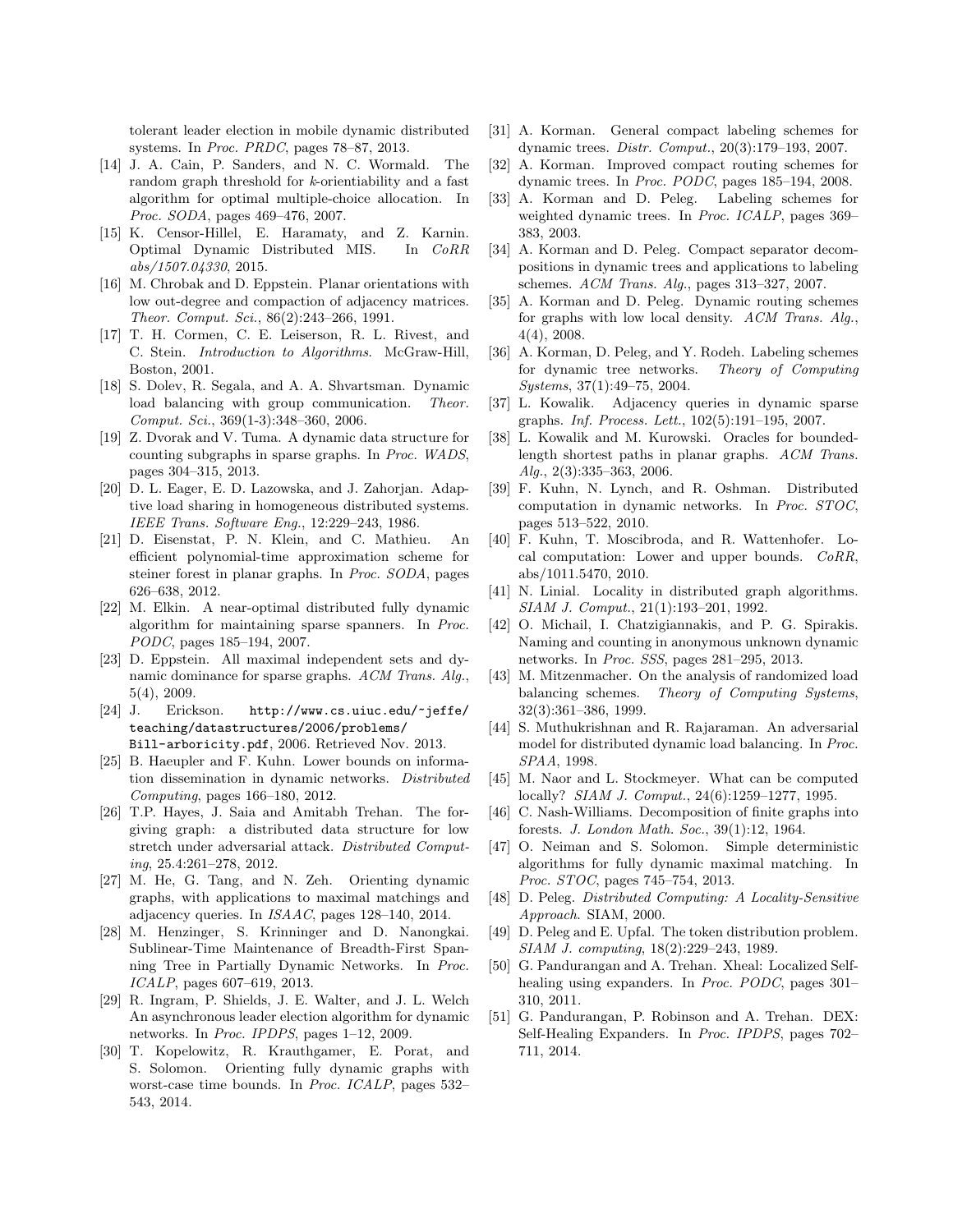tolerant leader election in mobile dynamic distributed systems. In *Proc. PRDC*, pages 78–87, 2013.

[14] J. A. Cain, P. Sanders, and N. C. Wormald. The random graph threshold for $k$-orientiability and a fast algorithm for optimal multiple-choice allocation. In *Proc. SODA*, pages 469–476, 2007.

[15] K. Censor-Hillel, E. Haramaty, and Z. Karnin. Optimal Dynamic Distributed MIS. In *CoRR abs/1507.04330*, 2015.

[16] M. Chrobak and D. Eppstein. Planar orientations with low out-degree and compaction of adjacency matrices. *Theor. Comput. Sci.*, 86(2):243–266, 1991.

[17] T. H. Cormen, C. E. Leiserson, R. L. Rivest, and C. Stein. *Introduction to Algorithms*. McGraw-Hill, Boston, 2001.

[18] S. Dolev, R. Segala, and A. A. Shvartsman. Dynamic load balancing with group communication. *Theor. Comput. Sci.*, 369(1-3):348–360, 2006.

[19] Z. Dvorak and V. Tuma. A dynamic data structure for counting subgraphs in sparse graphs. In *Proc. WADS*, pages 304–315, 2013.

[20] D. L. Eager, E. D. Lazowska, and J. Zahorjan. Adaptive load sharing in homogeneous distributed systems. *IEEE Trans. Software Eng.*, 12:229–243, 1986.

[21] D. Eisenstat, P. N. Klein, and C. Mathieu. An efficient polynomial-time approximation scheme for steiner forest in planar graphs. In *Proc. SODA*, pages 626–638, 2012.

[22] M. Elkin. A near-optimal distributed fully dynamic algorithm for maintaining sparse spanners. In *Proc. PODC*, pages 185–194, 2007.

[23] D. Eppstein. All maximal independent sets and dynamic dominance for sparse graphs. *ACM Trans. Alg.*, 5(4), 2009.

[24] J. Erickson. `http://www.cs.uiuc.edu/~jeffe/teaching/datastructures/2006/problems/Bill-arboricity.pdf`, 2006. Retrieved Nov. 2013.

[25] B. Haeupler and F. Kuhn. Lower bounds on information dissemination in dynamic networks. *Distributed Computing*, pages 166–180, 2012.

[26] T.P. Hayes, J. Saia and Amitabh Trehan. The forgiving graph: a distributed data structure for low stretch under adversarial attack. *Distributed Computing*, 25.4:261–278, 2012.

[27] M. He, G. Tang, and N. Zeh. Orienting dynamic graphs, with applications to maximal matchings and adjacency queries. In *ISAAC*, pages 128–140, 2014.

[28] M. Henzinger, S. Krinninger and D. Nanongkai. Sublinear-Time Maintenance of Breadth-First Spanning Tree in Partially Dynamic Networks. In *Proc. ICALP*, pages 607–619, 2013.

[29] R. Ingram, P. Shields, J. E. Walter, and J. L. Welch An asynchronous leader election algorithm for dynamic networks. In *Proc. IPDPS*, pages 1–12, 2009.

[30] T. Kopelowitz, R. Krauthgamer, E. Porat, and S. Solomon. Orienting fully dynamic graphs with worst-case time bounds. In *Proc. ICALP*, pages 532–543, 2014.

[31] A. Korman. General compact labeling schemes for dynamic trees. *Distr. Comput.*, 20(3):179–193, 2007.

[32] A. Korman. Improved compact routing schemes for dynamic trees. In *Proc. PODC*, pages 185–194, 2008.

[33] A. Korman and D. Peleg. Labeling schemes for weighted dynamic trees. In *Proc. ICALP*, pages 369–383, 2003.

[34] A. Korman and D. Peleg. Compact separator decompositions in dynamic trees and applications to labeling schemes. *ACM Trans. Alg.*, pages 313–327, 2007.

[35] A. Korman and D. Peleg. Dynamic routing schemes for graphs with low local density. *ACM Trans. Alg.*, 4(4), 2008.

[36] A. Korman, D. Peleg, and Y. Rodeh. Labeling schemes for dynamic tree networks. *Theory of Computing Systems*, 37(1):49–75, 2004.

[37] L. Kowalik. Adjacency queries in dynamic sparse graphs. *Inf. Process. Lett.*, 102(5):191–195, 2007.

[38] L. Kowalik and M. Kurowski. Oracles for bounded-length shortest paths in planar graphs. *ACM Trans. Alg.*, 2(3):335–363, 2006.

[39] F. Kuhn, N. Lynch, and R. Oshman. Distributed computation in dynamic networks. In *Proc. STOC*, pages 513–522, 2010.

[40] F. Kuhn, T. Moscibroda, and R. Wattenhofer. Local computation: Lower and upper bounds. *CoRR*, abs/1011.5470, 2010.

[41] N. Linial. Locality in distributed graph algorithms. *SIAM J. Comput.*, 21(1):193–201, 1992.

[42] O. Michail, I. Chatzigiannakis, and P. G. Spirakis. Naming and counting in anonymous unknown dynamic networks. In *Proc. SSS*, pages 281–295, 2013.

[43] M. Mitzenmacher. On the analysis of randomized load balancing schemes. *Theory of Computing Systems*, 32(3):361–386, 1999.

[44] S. Muthukrishnan and R. Rajaraman. An adversarial model for distributed dynamic load balancing. In *Proc. SPAA*, 1998.

[45] M. Naor and L. Stockmeyer. What can be computed locally? *SIAM J. Comput.*, 24(6):1259–1277, 1995.

[46] C. Nash-Williams. Decomposition of finite graphs into forests. *J. London Math. Soc.*, 39(1):12, 1964.

[47] O. Neiman and S. Solomon. Simple deterministic algorithms for fully dynamic maximal matching. In *Proc. STOC*, pages 745–754, 2013.

[48] D. Peleg. *Distributed Computing: A Locality-Sensitive Approach*. SIAM, 2000.

[49] D. Peleg and E. Upfal. The token distribution problem. *SIAM J. computing*, 18(2):229–243, 1989.

[50] G. Pandurangan and A. Trehan. Xheal: Localized Self-healing using expanders. In *Proc. PODC*, pages 301–310, 2011.

[51] G. Pandurangan, P. Robinson and A. Trehan. DEX: Self-Healing Expanders. In *Proc. IPDPS*, pages 702–711, 2014.